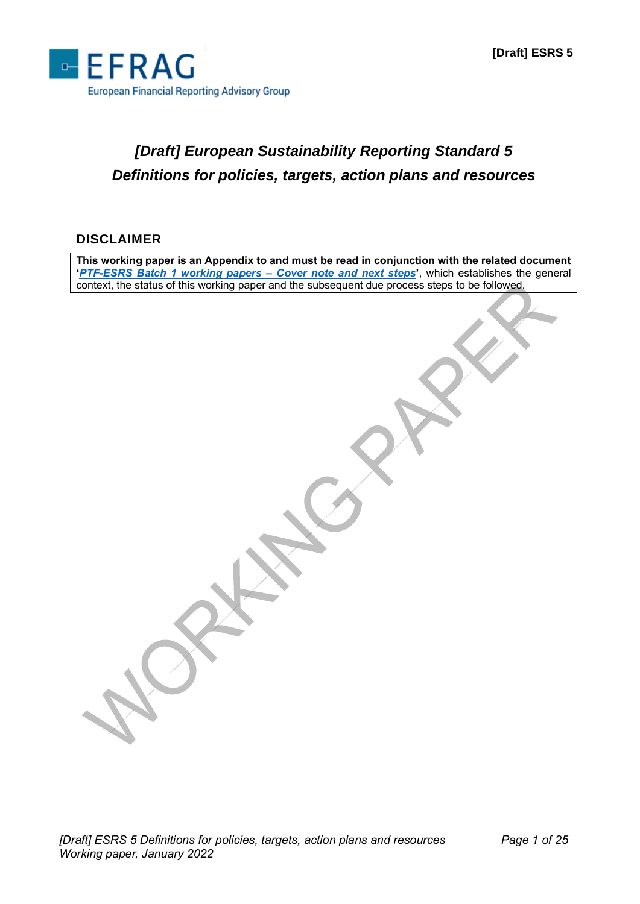[Draft] ESRS 5

# *[Draft] European Sustainability Reporting Standard 5*
# *Definitions for policies, targets, action plans and resources*

## DISCLAIMER

**This working paper is an Appendix to and must be read in conjunction with the related document '*PTF-ESRS Batch 1 working papers – Cover note and next steps*'**, which establishes the general context, the status of this working paper and the subsequent due process steps to be followed.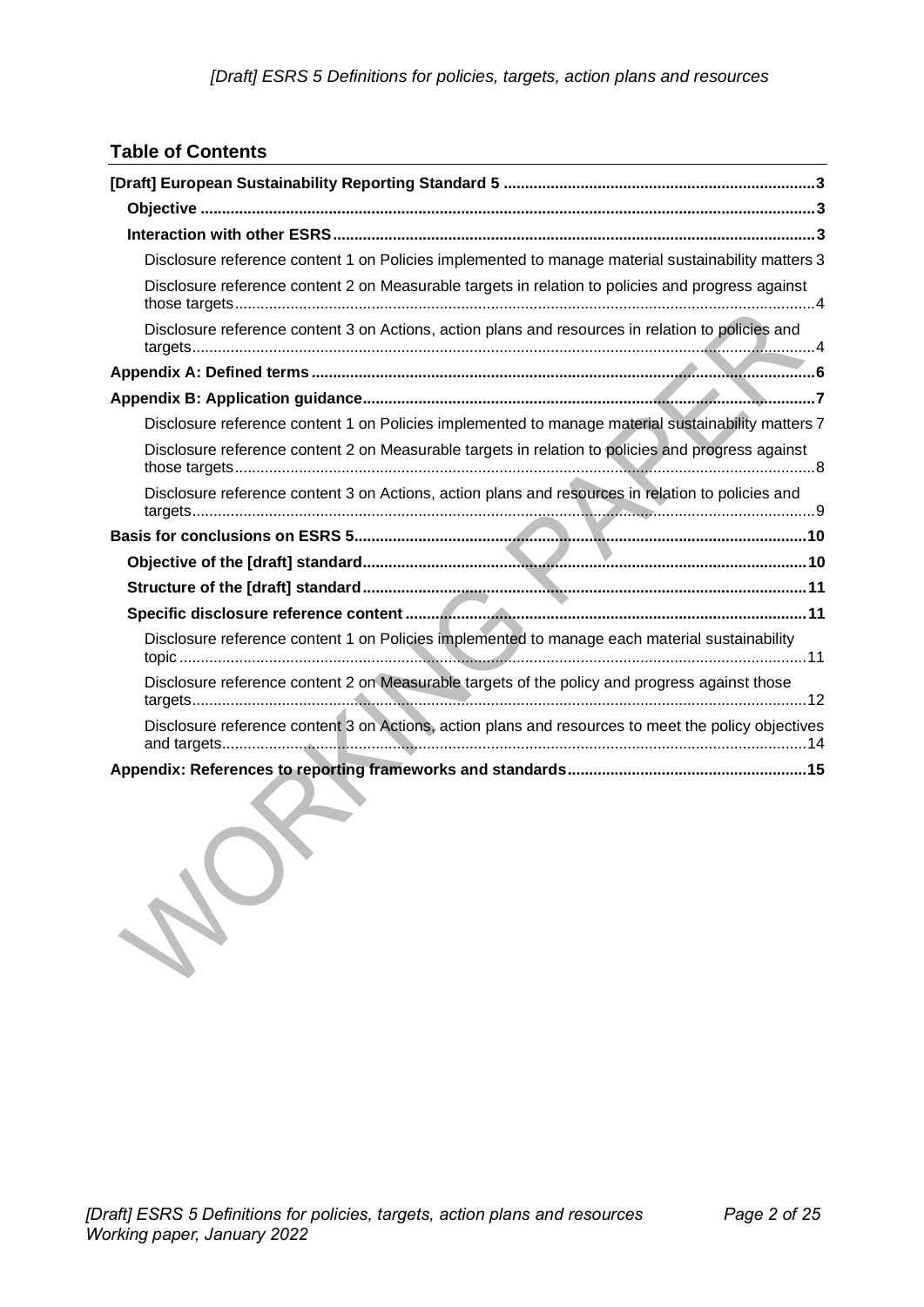## Table of Contents

- [Draft] European Sustainability Reporting Standard 5 .......... 3
  - Objective .......... 3
  - Interaction with other ESRS .......... 3
    - Disclosure reference content 1 on Policies implemented to manage material sustainability matters 3
    - Disclosure reference content 2 on Measurable targets in relation to policies and progress against those targets .......... 4
    - Disclosure reference content 3 on Actions, action plans and resources in relation to policies and targets .......... 4
- Appendix A: Defined terms .......... 6
- Appendix B: Application guidance .......... 7
  - Disclosure reference content 1 on Policies implemented to manage material sustainability matters 7
  - Disclosure reference content 2 on Measurable targets in relation to policies and progress against those targets .......... 8
  - Disclosure reference content 3 on Actions, action plans and resources in relation to policies and targets .......... 9
- Basis for conclusions on ESRS 5 .......... 10
  - Objective of the [draft] standard .......... 10
  - Structure of the [draft] standard .......... 11
  - Specific disclosure reference content .......... 11
    - Disclosure reference content 1 on Policies implemented to manage each material sustainability topic .......... 11
    - Disclosure reference content 2 on Measurable targets of the policy and progress against those targets .......... 12
    - Disclosure reference content 3 on Actions, action plans and resources to meet the policy objectives and targets .......... 14
- Appendix: References to reporting frameworks and standards .......... 15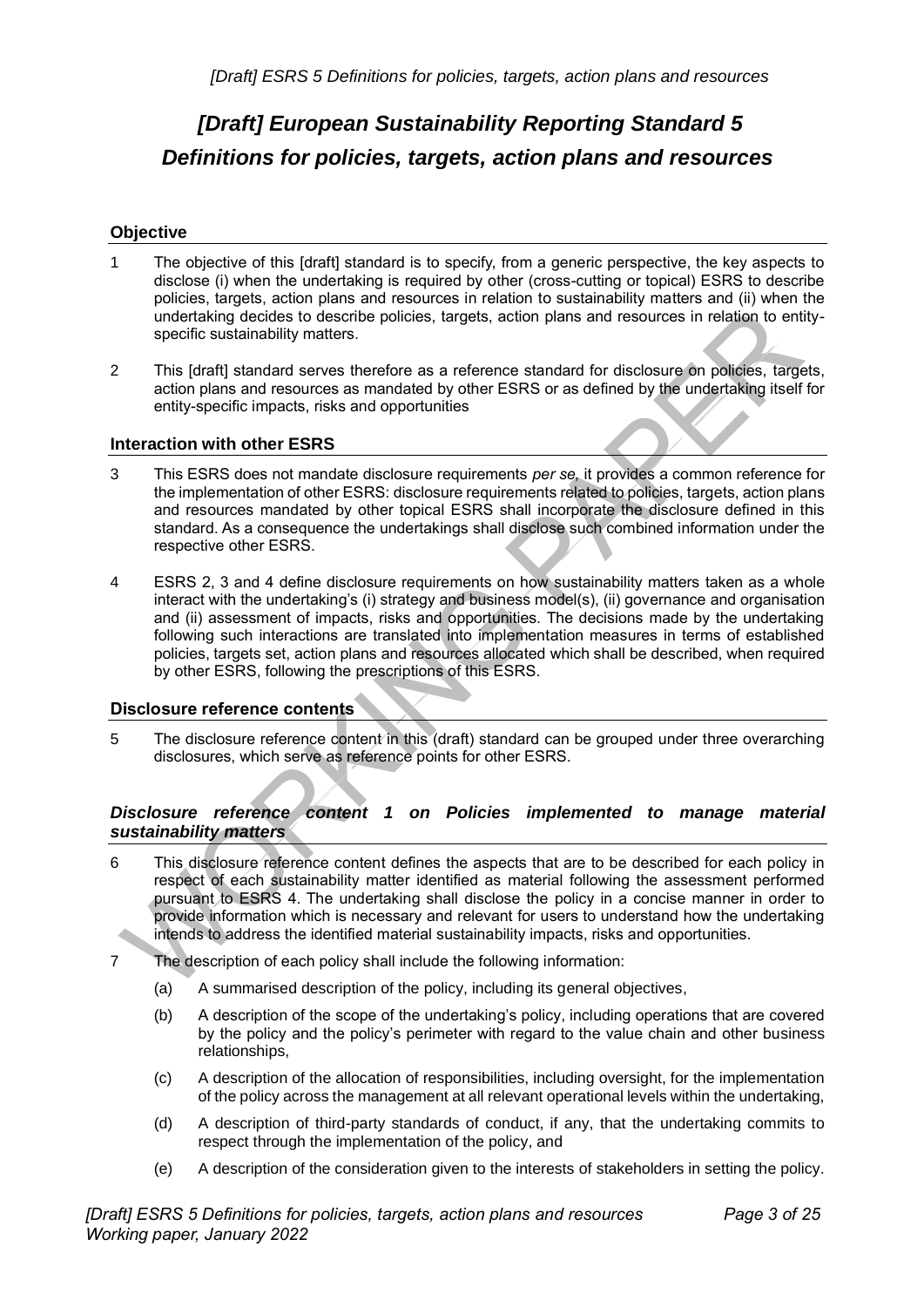# *[Draft] European Sustainability Reporting Standard 5 Definitions for policies, targets, action plans and resources*

## Objective

1 The objective of this [draft] standard is to specify, from a generic perspective, the key aspects to disclose (i) when the undertaking is required by other (cross-cutting or topical) ESRS to describe policies, targets, action plans and resources in relation to sustainability matters and (ii) when the undertaking decides to describe policies, targets, action plans and resources in relation to entity-specific sustainability matters.

2 This [draft] standard serves therefore as a reference standard for disclosure on policies, targets, action plans and resources as mandated by other ESRS or as defined by the undertaking itself for entity-specific impacts, risks and opportunities

## Interaction with other ESRS

3 This ESRS does not mandate disclosure requirements *per se*, it provides a common reference for the implementation of other ESRS: disclosure requirements related to policies, targets, action plans and resources mandated by other topical ESRS shall incorporate the disclosure defined in this standard. As a consequence the undertakings shall disclose such combined information under the respective other ESRS.

4 ESRS 2, 3 and 4 define disclosure requirements on how sustainability matters taken as a whole interact with the undertaking's (i) strategy and business model(s), (ii) governance and organisation and (ii) assessment of impacts, risks and opportunities. The decisions made by the undertaking following such interactions are translated into implementation measures in terms of established policies, targets set, action plans and resources allocated which shall be described, when required by other ESRS, following the prescriptions of this ESRS.

## Disclosure reference contents

5 The disclosure reference content in this (draft) standard can be grouped under three overarching disclosures, which serve as reference points for other ESRS.

### *Disclosure reference content 1 on Policies implemented to manage material sustainability matters*

6 This disclosure reference content defines the aspects that are to be described for each policy in respect of each sustainability matter identified as material following the assessment performed pursuant to ESRS 4. The undertaking shall disclose the policy in a concise manner in order to provide information which is necessary and relevant for users to understand how the undertaking intends to address the identified material sustainability impacts, risks and opportunities.

7 The description of each policy shall include the following information:

(a) A summarised description of the policy, including its general objectives,

(b) A description of the scope of the undertaking's policy, including operations that are covered by the policy and the policy's perimeter with regard to the value chain and other business relationships,

(c) A description of the allocation of responsibilities, including oversight, for the implementation of the policy across the management at all relevant operational levels within the undertaking,

(d) A description of third-party standards of conduct, if any, that the undertaking commits to respect through the implementation of the policy, and

(e) A description of the consideration given to the interests of stakeholders in setting the policy.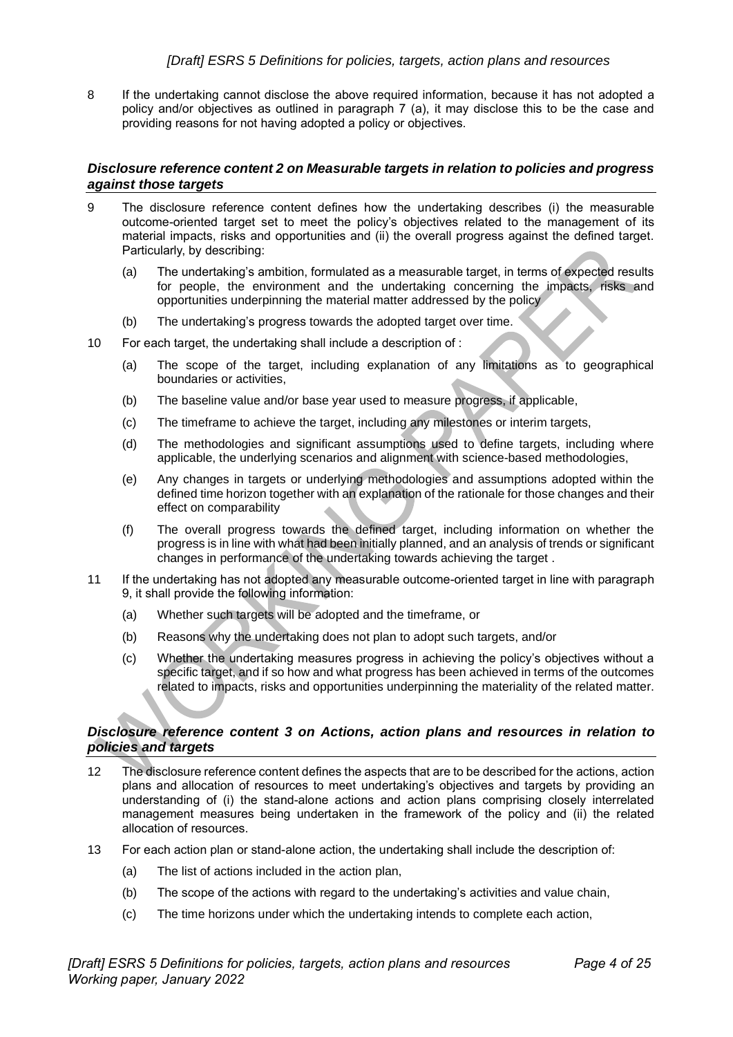8 If the undertaking cannot disclose the above required information, because it has not adopted a policy and/or objectives as outlined in paragraph 7 (a), it may disclose this to be the case and providing reasons for not having adopted a policy or objectives.

### *Disclosure reference content 2 on Measurable targets in relation to policies and progress against those targets*

9 The disclosure reference content defines how the undertaking describes (i) the measurable outcome-oriented target set to meet the policy's objectives related to the management of its material impacts, risks and opportunities and (ii) the overall progress against the defined target. Particularly, by describing:

- (a) The undertaking's ambition, formulated as a measurable target, in terms of expected results for people, the environment and the undertaking concerning the impacts, risks and opportunities underpinning the material matter addressed by the policy
- (b) The undertaking's progress towards the adopted target over time.

10 For each target, the undertaking shall include a description of :

- (a) The scope of the target, including explanation of any limitations as to geographical boundaries or activities,
- (b) The baseline value and/or base year used to measure progress, if applicable,
- (c) The timeframe to achieve the target, including any milestones or interim targets,
- (d) The methodologies and significant assumptions used to define targets, including where applicable, the underlying scenarios and alignment with science-based methodologies,
- (e) Any changes in targets or underlying methodologies and assumptions adopted within the defined time horizon together with an explanation of the rationale for those changes and their effect on comparability
- (f) The overall progress towards the defined target, including information on whether the progress is in line with what had been initially planned, and an analysis of trends or significant changes in performance of the undertaking towards achieving the target .

11 If the undertaking has not adopted any measurable outcome-oriented target in line with paragraph 9, it shall provide the following information:

- (a) Whether such targets will be adopted and the timeframe, or
- (b) Reasons why the undertaking does not plan to adopt such targets, and/or
- (c) Whether the undertaking measures progress in achieving the policy's objectives without a specific target, and if so how and what progress has been achieved in terms of the outcomes related to impacts, risks and opportunities underpinning the materiality of the related matter.

### *Disclosure reference content 3 on Actions, action plans and resources in relation to policies and targets*

12 The disclosure reference content defines the aspects that are to be described for the actions, action plans and allocation of resources to meet undertaking's objectives and targets by providing an understanding of (i) the stand-alone actions and action plans comprising closely interrelated management measures being undertaken in the framework of the policy and (ii) the related allocation of resources.

13 For each action plan or stand-alone action, the undertaking shall include the description of:

- (a) The list of actions included in the action plan,
- (b) The scope of the actions with regard to the undertaking's activities and value chain,
- (c) The time horizons under which the undertaking intends to complete each action,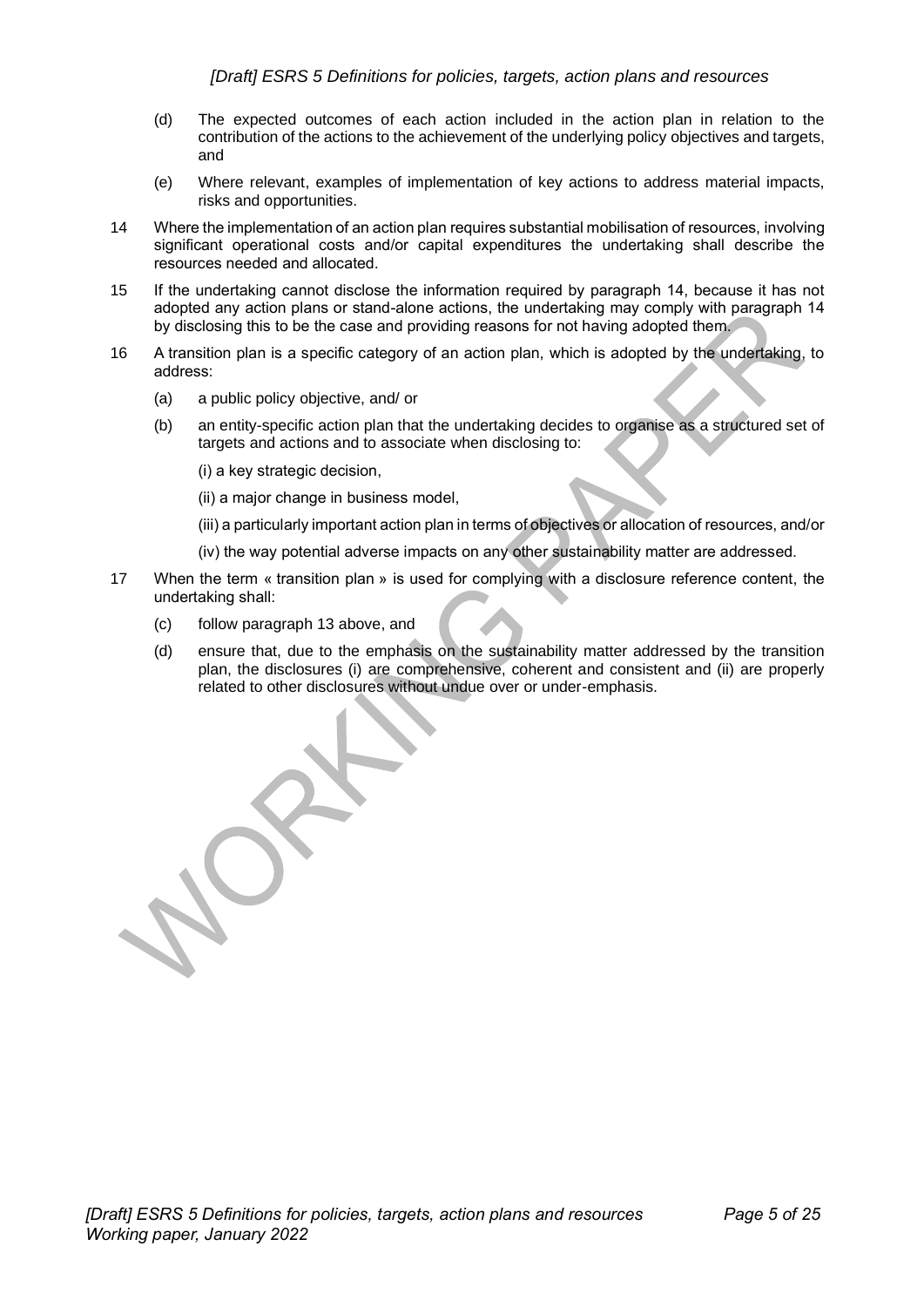(d) The expected outcomes of each action included in the action plan in relation to the contribution of the actions to the achievement of the underlying policy objectives and targets, and

(e) Where relevant, examples of implementation of key actions to address material impacts, risks and opportunities.

14 Where the implementation of an action plan requires substantial mobilisation of resources, involving significant operational costs and/or capital expenditures the undertaking shall describe the resources needed and allocated.

15 If the undertaking cannot disclose the information required by paragraph 14, because it has not adopted any action plans or stand-alone actions, the undertaking may comply with paragraph 14 by disclosing this to be the case and providing reasons for not having adopted them.

16 A transition plan is a specific category of an action plan, which is adopted by the undertaking, to address:

(a) a public policy objective, and/ or

(b) an entity-specific action plan that the undertaking decides to organise as a structured set of targets and actions and to associate when disclosing to:

(i) a key strategic decision,

(ii) a major change in business model,

(iii) a particularly important action plan in terms of objectives or allocation of resources, and/or

(iv) the way potential adverse impacts on any other sustainability matter are addressed.

17 When the term « transition plan » is used for complying with a disclosure reference content, the undertaking shall:

(c) follow paragraph 13 above, and

(d) ensure that, due to the emphasis on the sustainability matter addressed by the transition plan, the disclosures (i) are comprehensive, coherent and consistent and (ii) are properly related to other disclosures without undue over or under-emphasis.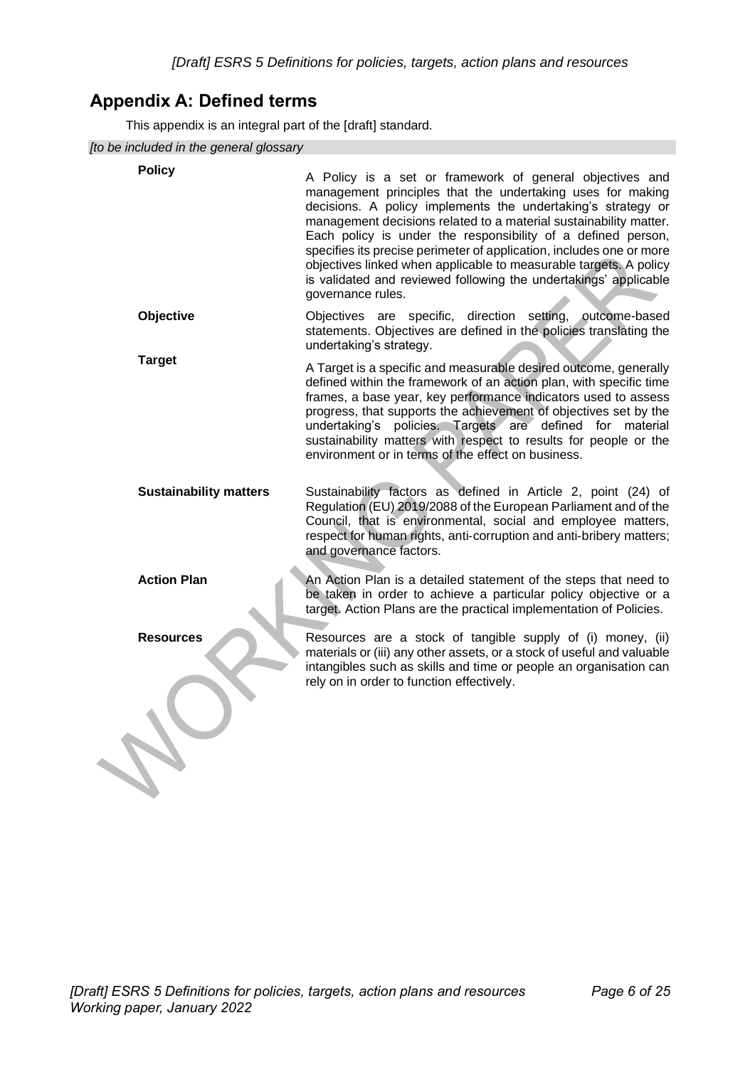## Appendix A: Defined terms

This appendix is an integral part of the [draft] standard.

*[to be included in the general glossary*

| | |
|---|---|
| **Policy** | A Policy is a set or framework of general objectives and management principles that the undertaking uses for making decisions. A policy implements the undertaking's strategy or management decisions related to a material sustainability matter. Each policy is under the responsibility of a defined person, specifies its precise perimeter of application, includes one or more objectives linked when applicable to measurable targets. A policy is validated and reviewed following the undertakings' applicable governance rules. |
| **Objective** | Objectives are specific, direction setting, outcome-based statements. Objectives are defined in the policies translating the undertaking's strategy. |
| **Target** | A Target is a specific and measurable desired outcome, generally defined within the framework of an action plan, with specific time frames, a base year, key performance indicators used to assess progress, that supports the achievement of objectives set by the undertaking's policies. Targets are defined for material sustainability matters with respect to results for people or the environment or in terms of the effect on business. |
| **Sustainability matters** | Sustainability factors as defined in Article 2, point (24) of Regulation (EU) 2019/2088 of the European Parliament and of the Council, that is environmental, social and employee matters, respect for human rights, anti-corruption and anti-bribery matters; and governance factors. |
| **Action Plan** | An Action Plan is a detailed statement of the steps that need to be taken in order to achieve a particular policy objective or a target. Action Plans are the practical implementation of Policies. |
| **Resources** | Resources are a stock of tangible supply of (i) money, (ii) materials or (iii) any other assets, or a stock of useful and valuable intangibles such as skills and time or people an organisation can rely on in order to function effectively. |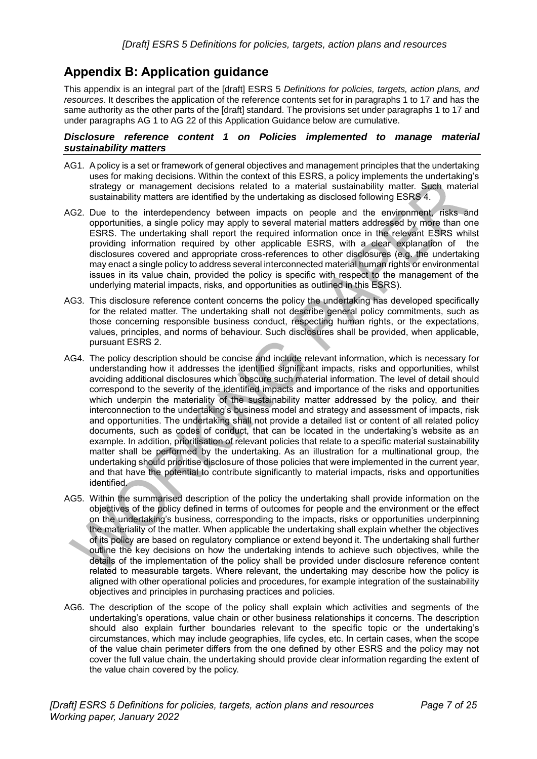## Appendix B: Application guidance

This appendix is an integral part of the [draft] ESRS 5 *Definitions for policies, targets, action plans, and resources*. It describes the application of the reference contents set for in paragraphs 1 to 17 and has the same authority as the other parts of the [draft] standard. The provisions set under paragraphs 1 to 17 and under paragraphs AG 1 to AG 22 of this Application Guidance below are cumulative.

### *Disclosure reference content 1 on Policies implemented to manage material sustainability matters*

AG1. A policy is a set or framework of general objectives and management principles that the undertaking uses for making decisions. Within the context of this ESRS, a policy implements the undertaking's strategy or management decisions related to a material sustainability matter. Such material sustainability matters are identified by the undertaking as disclosed following ESRS 4.

AG2. Due to the interdependency between impacts on people and the environment, risks and opportunities, a single policy may apply to several material matters addressed by more than one ESRS. The undertaking shall report the required information once in the relevant ESRS whilst providing information required by other applicable ESRS, with a clear explanation of the disclosures covered and appropriate cross-references to other disclosures (e.g. the undertaking may enact a single policy to address several interconnected material human rights or environmental issues in its value chain, provided the policy is specific with respect to the management of the underlying material impacts, risks, and opportunities as outlined in this ESRS).

AG3. This disclosure reference content concerns the policy the undertaking has developed specifically for the related matter. The undertaking shall not describe general policy commitments, such as those concerning responsible business conduct, respecting human rights, or the expectations, values, principles, and norms of behaviour. Such disclosures shall be provided, when applicable, pursuant ESRS 2.

AG4. The policy description should be concise and include relevant information, which is necessary for understanding how it addresses the identified significant impacts, risks and opportunities, whilst avoiding additional disclosures which obscure such material information. The level of detail should correspond to the severity of the identified impacts and importance of the risks and opportunities which underpin the materiality of the sustainability matter addressed by the policy, and their interconnection to the undertaking's business model and strategy and assessment of impacts, risk and opportunities. The undertaking shall not provide a detailed list or content of all related policy documents, such as codes of conduct, that can be located in the undertaking's website as an example. In addition, prioritisation of relevant policies that relate to a specific material sustainability matter shall be performed by the undertaking. As an illustration for a multinational group, the undertaking should prioritise disclosure of those policies that were implemented in the current year, and that have the potential to contribute significantly to material impacts, risks and opportunities identified.

AG5. Within the summarised description of the policy the undertaking shall provide information on the objectives of the policy defined in terms of outcomes for people and the environment or the effect on the undertaking's business, corresponding to the impacts, risks or opportunities underpinning the materiality of the matter. When applicable the undertaking shall explain whether the objectives of its policy are based on regulatory compliance or extend beyond it. The undertaking shall further outline the key decisions on how the undertaking intends to achieve such objectives, while the details of the implementation of the policy shall be provided under disclosure reference content related to measurable targets. Where relevant, the undertaking may describe how the policy is aligned with other operational policies and procedures, for example integration of the sustainability objectives and principles in purchasing practices and policies.

AG6. The description of the scope of the policy shall explain which activities and segments of the undertaking's operations, value chain or other business relationships it concerns. The description should also explain further boundaries relevant to the specific topic or the undertaking's circumstances, which may include geographies, life cycles, etc. In certain cases, when the scope of the value chain perimeter differs from the one defined by other ESRS and the policy may not cover the full value chain, the undertaking should provide clear information regarding the extent of the value chain covered by the policy.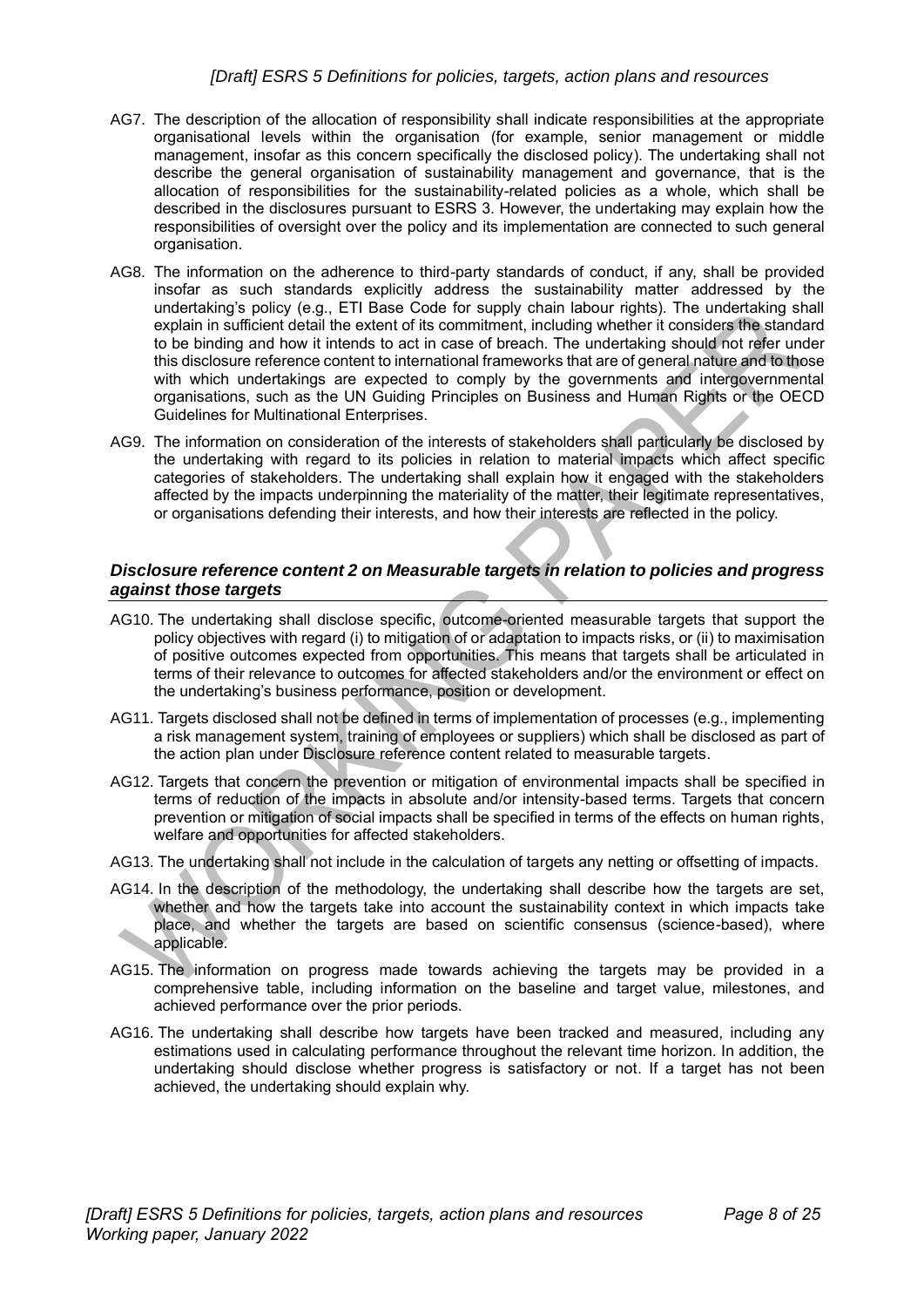AG7. The description of the allocation of responsibility shall indicate responsibilities at the appropriate organisational levels within the organisation (for example, senior management or middle management, insofar as this concern specifically the disclosed policy). The undertaking shall not describe the general organisation of sustainability management and governance, that is the allocation of responsibilities for the sustainability-related policies as a whole, which shall be described in the disclosures pursuant to ESRS 3. However, the undertaking may explain how the responsibilities of oversight over the policy and its implementation are connected to such general organisation.

AG8. The information on the adherence to third-party standards of conduct, if any, shall be provided insofar as such standards explicitly address the sustainability matter addressed by the undertaking's policy (e.g., ETI Base Code for supply chain labour rights). The undertaking shall explain in sufficient detail the extent of its commitment, including whether it considers the standard to be binding and how it intends to act in case of breach. The undertaking should not refer under this disclosure reference content to international frameworks that are of general nature and to those with which undertakings are expected to comply by the governments and intergovernmental organisations, such as the UN Guiding Principles on Business and Human Rights or the OECD Guidelines for Multinational Enterprises.

AG9. The information on consideration of the interests of stakeholders shall particularly be disclosed by the undertaking with regard to its policies in relation to material impacts which affect specific categories of stakeholders. The undertaking shall explain how it engaged with the stakeholders affected by the impacts underpinning the materiality of the matter, their legitimate representatives, or organisations defending their interests, and how their interests are reflected in the policy.

### *Disclosure reference content 2 on Measurable targets in relation to policies and progress against those targets*

AG10. The undertaking shall disclose specific, outcome-oriented measurable targets that support the policy objectives with regard (i) to mitigation of or adaptation to impacts risks, or (ii) to maximisation of positive outcomes expected from opportunities. This means that targets shall be articulated in terms of their relevance to outcomes for affected stakeholders and/or the environment or effect on the undertaking's business performance, position or development.

AG11. Targets disclosed shall not be defined in terms of implementation of processes (e.g., implementing a risk management system, training of employees or suppliers) which shall be disclosed as part of the action plan under Disclosure reference content related to measurable targets.

AG12. Targets that concern the prevention or mitigation of environmental impacts shall be specified in terms of reduction of the impacts in absolute and/or intensity-based terms. Targets that concern prevention or mitigation of social impacts shall be specified in terms of the effects on human rights, welfare and opportunities for affected stakeholders.

AG13. The undertaking shall not include in the calculation of targets any netting or offsetting of impacts.

AG14. In the description of the methodology, the undertaking shall describe how the targets are set, whether and how the targets take into account the sustainability context in which impacts take place, and whether the targets are based on scientific consensus (science-based), where applicable.

AG15. The information on progress made towards achieving the targets may be provided in a comprehensive table, including information on the baseline and target value, milestones, and achieved performance over the prior periods.

AG16. The undertaking shall describe how targets have been tracked and measured, including any estimations used in calculating performance throughout the relevant time horizon. In addition, the undertaking should disclose whether progress is satisfactory or not. If a target has not been achieved, the undertaking should explain why.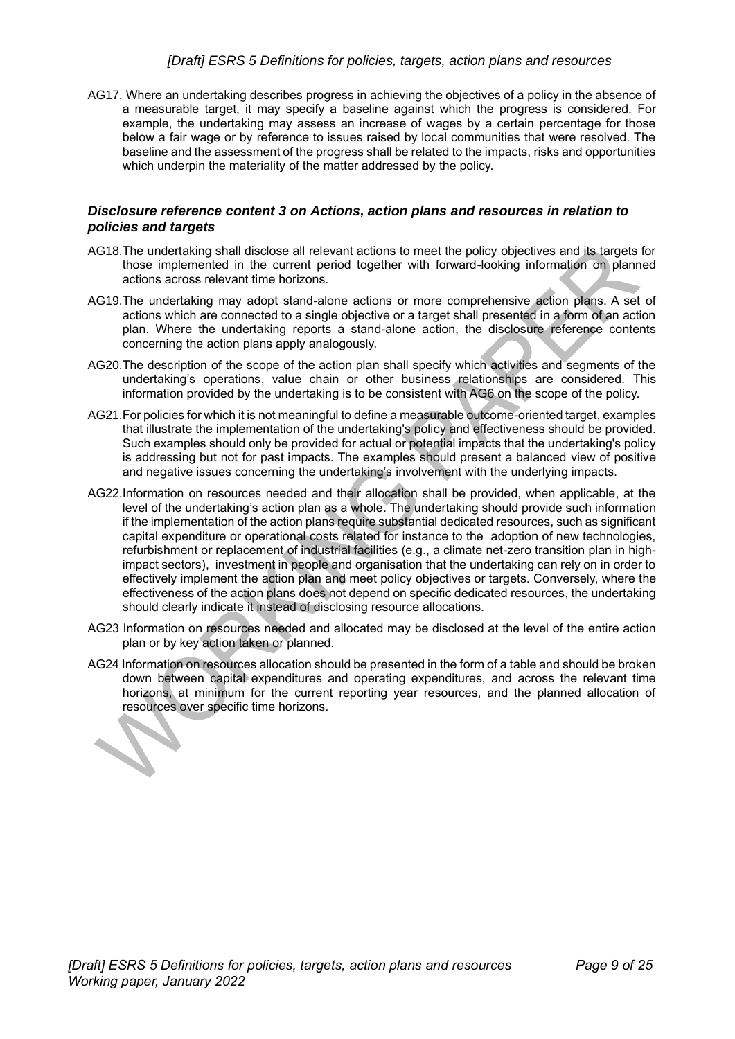AG17. Where an undertaking describes progress in achieving the objectives of a policy in the absence of a measurable target, it may specify a baseline against which the progress is considered. For example, the undertaking may assess an increase of wages by a certain percentage for those below a fair wage or by reference to issues raised by local communities that were resolved. The baseline and the assessment of the progress shall be related to the impacts, risks and opportunities which underpin the materiality of the matter addressed by the policy.

### *Disclosure reference content 3 on Actions, action plans and resources in relation to policies and targets*

AG18.The undertaking shall disclose all relevant actions to meet the policy objectives and its targets for those implemented in the current period together with forward-looking information on planned actions across relevant time horizons.

AG19.The undertaking may adopt stand-alone actions or more comprehensive action plans. A set of actions which are connected to a single objective or a target shall presented in a form of an action plan. Where the undertaking reports a stand-alone action, the disclosure reference contents concerning the action plans apply analogously.

AG20.The description of the scope of the action plan shall specify which activities and segments of the undertaking's operations, value chain or other business relationships are considered. This information provided by the undertaking is to be consistent with AG6 on the scope of the policy.

AG21.For policies for which it is not meaningful to define a measurable outcome-oriented target, examples that illustrate the implementation of the undertaking's policy and effectiveness should be provided. Such examples should only be provided for actual or potential impacts that the undertaking's policy is addressing but not for past impacts. The examples should present a balanced view of positive and negative issues concerning the undertaking's involvement with the underlying impacts.

AG22.Information on resources needed and their allocation shall be provided, when applicable, at the level of the undertaking's action plan as a whole. The undertaking should provide such information if the implementation of the action plans require substantial dedicated resources, such as significant capital expenditure or operational costs related for instance to the adoption of new technologies, refurbishment or replacement of industrial facilities (e.g., a climate net-zero transition plan in high-impact sectors), investment in people and organisation that the undertaking can rely on in order to effectively implement the action plan and meet policy objectives or targets. Conversely, where the effectiveness of the action plans does not depend on specific dedicated resources, the undertaking should clearly indicate it instead of disclosing resource allocations.

AG23 Information on resources needed and allocated may be disclosed at the level of the entire action plan or by key action taken or planned.

AG24 Information on resources allocation should be presented in the form of a table and should be broken down between capital expenditures and operating expenditures, and across the relevant time horizons, at minimum for the current reporting year resources, and the planned allocation of resources over specific time horizons.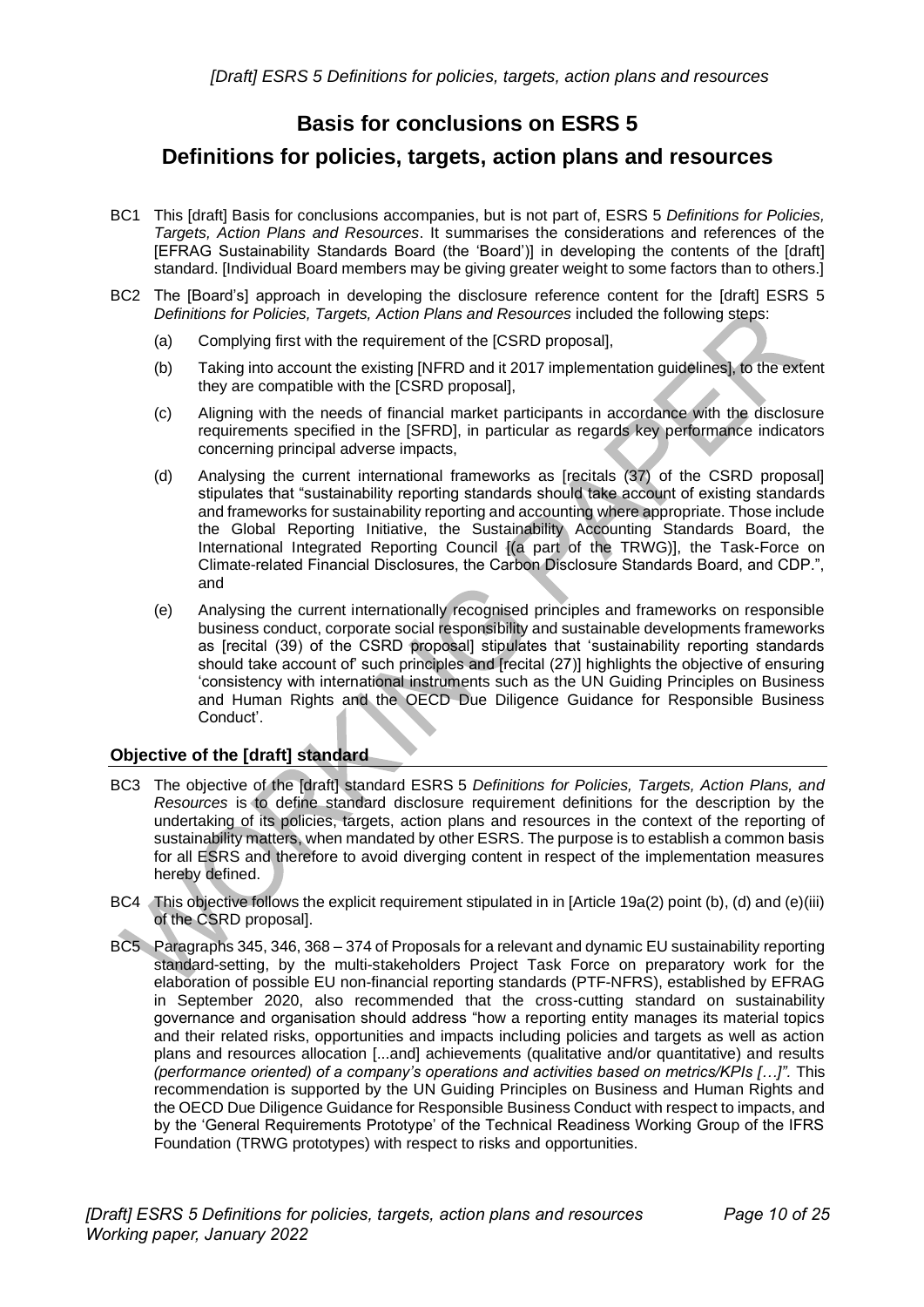# Basis for conclusions on ESRS 5

# Definitions for policies, targets, action plans and resources

BC1 This [draft] Basis for conclusions accompanies, but is not part of, ESRS 5 *Definitions for Policies, Targets, Action Plans and Resources*. It summarises the considerations and references of the [EFRAG Sustainability Standards Board (the 'Board')] in developing the contents of the [draft] standard. [Individual Board members may be giving greater weight to some factors than to others.]

BC2 The [Board's] approach in developing the disclosure reference content for the [draft] ESRS 5 *Definitions for Policies, Targets, Action Plans and Resources* included the following steps:

(a) Complying first with the requirement of the [CSRD proposal],

(b) Taking into account the existing [NFRD and it 2017 implementation guidelines], to the extent they are compatible with the [CSRD proposal],

(c) Aligning with the needs of financial market participants in accordance with the disclosure requirements specified in the [SFRD], in particular as regards key performance indicators concerning principal adverse impacts,

(d) Analysing the current international frameworks as [recitals (37) of the CSRD proposal] stipulates that "sustainability reporting standards should take account of existing standards and frameworks for sustainability reporting and accounting where appropriate. Those include the Global Reporting Initiative, the Sustainability Accounting Standards Board, the International Integrated Reporting Council [(a part of the TRWG)], the Task-Force on Climate-related Financial Disclosures, the Carbon Disclosure Standards Board, and CDP.", and

(e) Analysing the current internationally recognised principles and frameworks on responsible business conduct, corporate social responsibility and sustainable developments frameworks as [recital (39) of the CSRD proposal] stipulates that 'sustainability reporting standards should take account of' such principles and [recital (27)] highlights the objective of ensuring 'consistency with international instruments such as the UN Guiding Principles on Business and Human Rights and the OECD Due Diligence Guidance for Responsible Business Conduct'.

## Objective of the [draft] standard

BC3 The objective of the [draft] standard ESRS 5 *Definitions for Policies, Targets, Action Plans, and Resources* is to define standard disclosure requirement definitions for the description by the undertaking of its policies, targets, action plans and resources in the context of the reporting of sustainability matters, when mandated by other ESRS. The purpose is to establish a common basis for all ESRS and therefore to avoid diverging content in respect of the implementation measures hereby defined.

BC4 This objective follows the explicit requirement stipulated in in [Article 19a(2) point (b), (d) and (e)(iii) of the CSRD proposal].

BC5 Paragraphs 345, 346, 368 – 374 of Proposals for a relevant and dynamic EU sustainability reporting standard-setting, by the multi-stakeholders Project Task Force on preparatory work for the elaboration of possible EU non-financial reporting standards (PTF-NFRS), established by EFRAG in September 2020, also recommended that the cross-cutting standard on sustainability governance and organisation should address "how a reporting entity manages its material topics and their related risks, opportunities and impacts including policies and targets as well as action plans and resources allocation [...and] achievements (qualitative and/or quantitative) and results *(performance oriented) of a company's operations and activities based on metrics/KPIs […]".* This recommendation is supported by the UN Guiding Principles on Business and Human Rights and the OECD Due Diligence Guidance for Responsible Business Conduct with respect to impacts, and by the 'General Requirements Prototype' of the Technical Readiness Working Group of the IFRS Foundation (TRWG prototypes) with respect to risks and opportunities.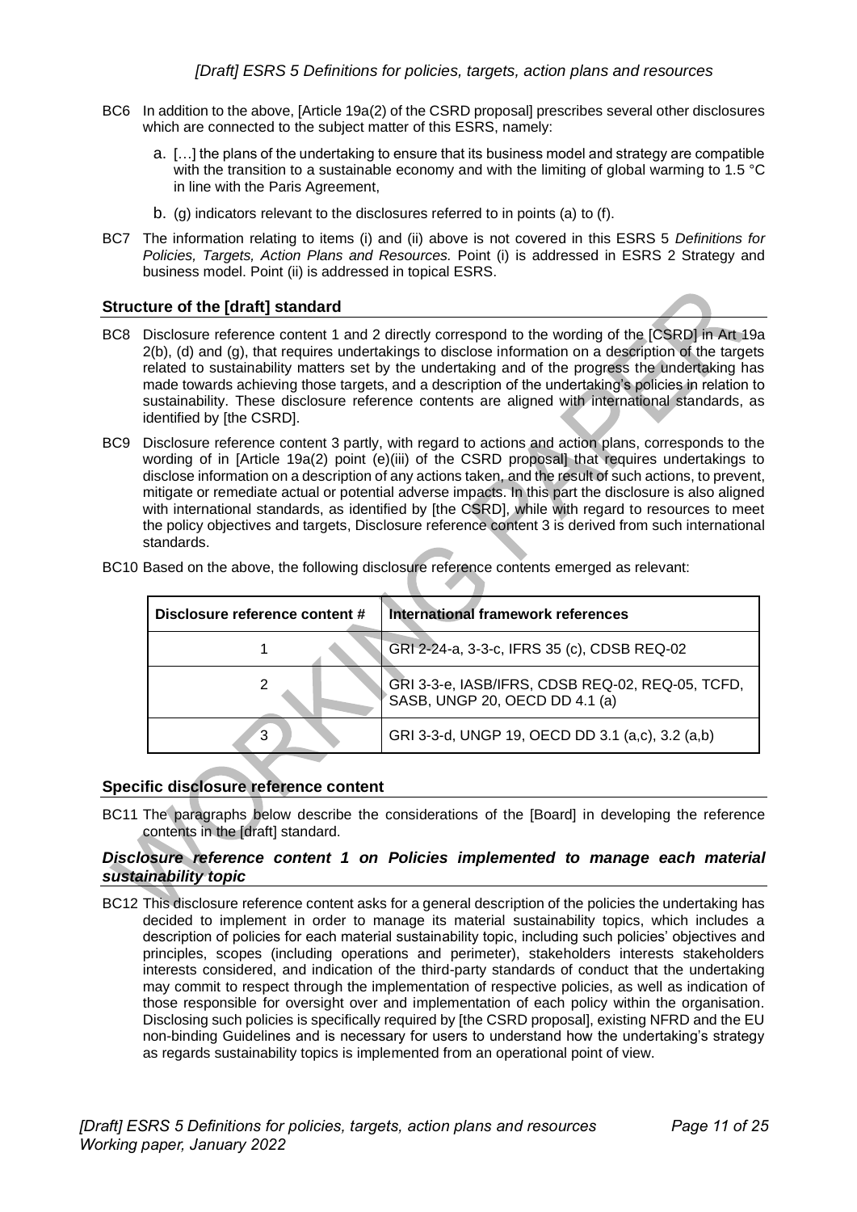BC6 In addition to the above, [Article 19a(2) of the CSRD proposal] prescribes several other disclosures which are connected to the subject matter of this ESRS, namely:

a. […] the plans of the undertaking to ensure that its business model and strategy are compatible with the transition to a sustainable economy and with the limiting of global warming to 1.5 °C in line with the Paris Agreement,

b. (g) indicators relevant to the disclosures referred to in points (a) to (f).

BC7 The information relating to items (i) and (ii) above is not covered in this ESRS 5 *Definitions for Policies, Targets, Action Plans and Resources.* Point (i) is addressed in ESRS 2 Strategy and business model. Point (ii) is addressed in topical ESRS.

## Structure of the [draft] standard

BC8 Disclosure reference content 1 and 2 directly correspond to the wording of the [CSRD] in Art 19a 2(b), (d) and (g), that requires undertakings to disclose information on a description of the targets related to sustainability matters set by the undertaking and of the progress the undertaking has made towards achieving those targets, and a description of the undertaking's policies in relation to sustainability. These disclosure reference contents are aligned with international standards, as identified by [the CSRD].

BC9 Disclosure reference content 3 partly, with regard to actions and action plans, corresponds to the wording of in [Article 19a(2) point (e)(iii) of the CSRD proposal] that requires undertakings to disclose information on a description of any actions taken, and the result of such actions, to prevent, mitigate or remediate actual or potential adverse impacts. In this part the disclosure is also aligned with international standards, as identified by [the CSRD], while with regard to resources to meet the policy objectives and targets, Disclosure reference content 3 is derived from such international standards.

BC10 Based on the above, the following disclosure reference contents emerged as relevant:

| Disclosure reference content # | International framework references |
|---|---|
| 1 | GRI 2-24-a, 3-3-c, IFRS 35 (c), CDSB REQ-02 |
| 2 | GRI 3-3-e, IASB/IFRS, CDSB REQ-02, REQ-05, TCFD, SASB, UNGP 20, OECD DD 4.1 (a) |
| 3 | GRI 3-3-d, UNGP 19, OECD DD 3.1 (a,c), 3.2 (a,b) |

## Specific disclosure reference content

BC11 The paragraphs below describe the considerations of the [Board] in developing the reference contents in the [draft] standard.

### *Disclosure reference content 1 on Policies implemented to manage each material sustainability topic*

BC12 This disclosure reference content asks for a general description of the policies the undertaking has decided to implement in order to manage its material sustainability topics, which includes a description of policies for each material sustainability topic, including such policies' objectives and principles, scopes (including operations and perimeter), stakeholders interests stakeholders interests considered, and indication of the third-party standards of conduct that the undertaking may commit to respect through the implementation of respective policies, as well as indication of those responsible for oversight over and implementation of each policy within the organisation. Disclosing such policies is specifically required by [the CSRD proposal], existing NFRD and the EU non-binding Guidelines and is necessary for users to understand how the undertaking's strategy as regards sustainability topics is implemented from an operational point of view.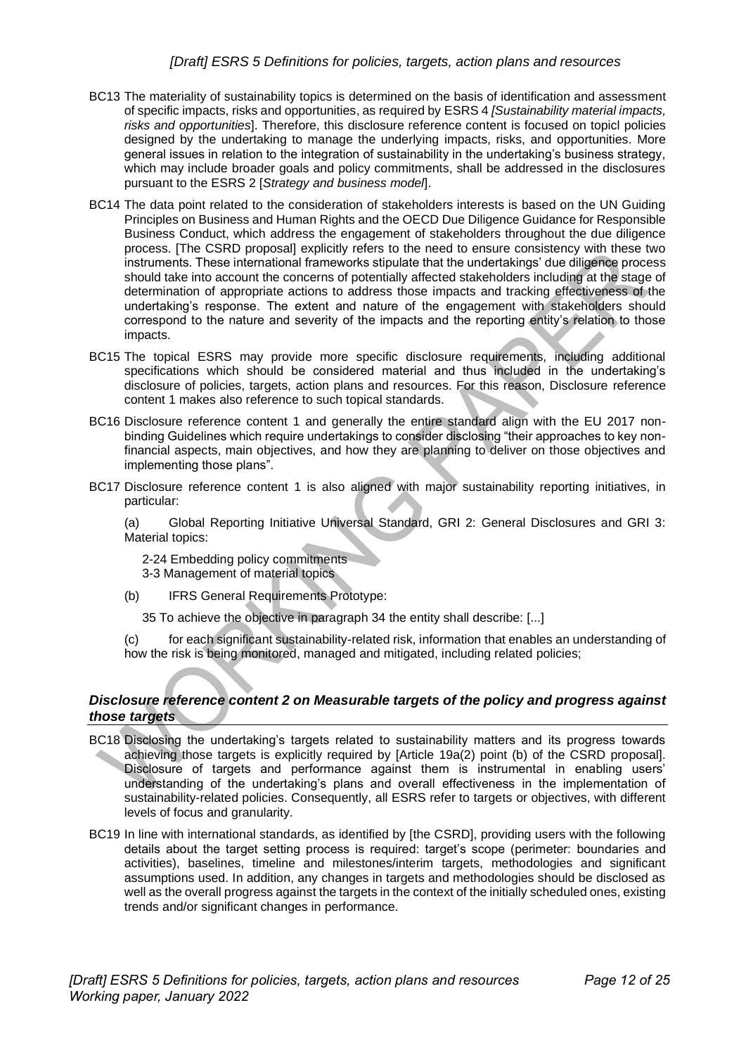BC13 The materiality of sustainability topics is determined on the basis of identification and assessment of specific impacts, risks and opportunities, as required by ESRS 4 *[Sustainability material impacts, risks and opportunities*]. Therefore, this disclosure reference content is focused on topicl policies designed by the undertaking to manage the underlying impacts, risks, and opportunities. More general issues in relation to the integration of sustainability in the undertaking's business strategy, which may include broader goals and policy commitments, shall be addressed in the disclosures pursuant to the ESRS 2 [*Strategy and business model*].

BC14 The data point related to the consideration of stakeholders interests is based on the UN Guiding Principles on Business and Human Rights and the OECD Due Diligence Guidance for Responsible Business Conduct, which address the engagement of stakeholders throughout the due diligence process. [The CSRD proposal] explicitly refers to the need to ensure consistency with these two instruments. These international frameworks stipulate that the undertakings' due diligence process should take into account the concerns of potentially affected stakeholders including at the stage of determination of appropriate actions to address those impacts and tracking effectiveness of the undertaking's response. The extent and nature of the engagement with stakeholders should correspond to the nature and severity of the impacts and the reporting entity's relation to those impacts.

BC15 The topical ESRS may provide more specific disclosure requirements, including additional specifications which should be considered material and thus included in the undertaking's disclosure of policies, targets, action plans and resources. For this reason, Disclosure reference content 1 makes also reference to such topical standards.

BC16 Disclosure reference content 1 and generally the entire standard align with the EU 2017 non-binding Guidelines which require undertakings to consider disclosing "their approaches to key non-financial aspects, main objectives, and how they are planning to deliver on those objectives and implementing those plans".

BC17 Disclosure reference content 1 is also aligned with major sustainability reporting initiatives, in particular:

(a) Global Reporting Initiative Universal Standard, GRI 2: General Disclosures and GRI 3: Material topics:

2-24 Embedding policy commitments
3-3 Management of material topics

(b) IFRS General Requirements Prototype:

35 To achieve the objective in paragraph 34 the entity shall describe: [...]

(c) for each significant sustainability-related risk, information that enables an understanding of how the risk is being monitored, managed and mitigated, including related policies;

### *Disclosure reference content 2 on Measurable targets of the policy and progress against those targets*

BC18 Disclosing the undertaking's targets related to sustainability matters and its progress towards achieving those targets is explicitly required by [Article 19a(2) point (b) of the CSRD proposal]. Disclosure of targets and performance against them is instrumental in enabling users' understanding of the undertaking's plans and overall effectiveness in the implementation of sustainability-related policies. Consequently, all ESRS refer to targets or objectives, with different levels of focus and granularity.

BC19 In line with international standards, as identified by [the CSRD], providing users with the following details about the target setting process is required: target's scope (perimeter: boundaries and activities), baselines, timeline and milestones/interim targets, methodologies and significant assumptions used. In addition, any changes in targets and methodologies should be disclosed as well as the overall progress against the targets in the context of the initially scheduled ones, existing trends and/or significant changes in performance.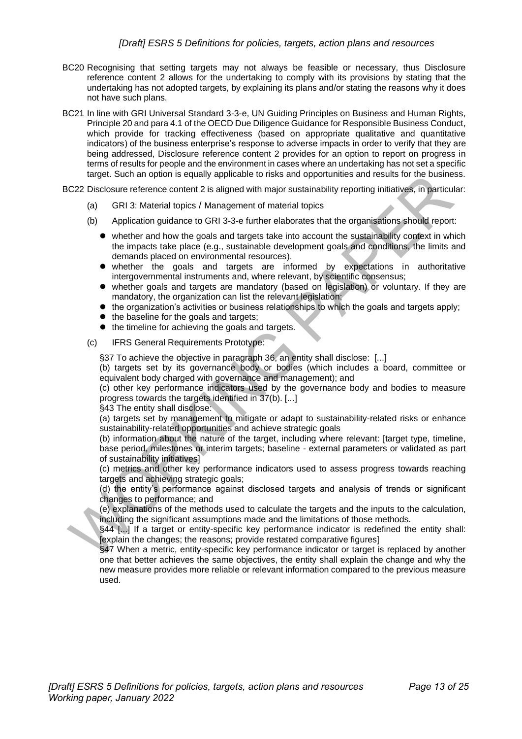BC20 Recognising that setting targets may not always be feasible or necessary, thus Disclosure reference content 2 allows for the undertaking to comply with its provisions by stating that the undertaking has not adopted targets, by explaining its plans and/or stating the reasons why it does not have such plans.

BC21 In line with GRI Universal Standard 3-3-e, UN Guiding Principles on Business and Human Rights, Principle 20 and para 4.1 of the OECD Due Diligence Guidance for Responsible Business Conduct, which provide for tracking effectiveness (based on appropriate qualitative and quantitative indicators) of the business enterprise's response to adverse impacts in order to verify that they are being addressed, Disclosure reference content 2 provides for an option to report on progress in terms of results for people and the environment in cases where an undertaking has not set a specific target. Such an option is equally applicable to risks and opportunities and results for the business.

BC22 Disclosure reference content 2 is aligned with major sustainability reporting initiatives, in particular:

(a) GRI 3: Material topics / Management of material topics

(b) Application guidance to GRI 3-3-e further elaborates that the organisations should report:

- whether and how the goals and targets take into account the sustainability context in which the impacts take place (e.g., sustainable development goals and conditions, the limits and demands placed on environmental resources).
- whether the goals and targets are informed by expectations in authoritative intergovernmental instruments and, where relevant, by scientific consensus;
- whether goals and targets are mandatory (based on legislation) or voluntary. If they are mandatory, the organization can list the relevant legislation;
- the organization's activities or business relationships to which the goals and targets apply;
- the baseline for the goals and targets;
- the timeline for achieving the goals and targets.

(c) IFRS General Requirements Prototype:

§37 To achieve the objective in paragraph 36, an entity shall disclose: [...]
(b) targets set by its governance body or bodies (which includes a board, committee or equivalent body charged with governance and management); and
(c) other key performance indicators used by the governance body and bodies to measure progress towards the targets identified in 37(b). [...]
§43 The entity shall disclose:
(a) targets set by management to mitigate or adapt to sustainability-related risks or enhance sustainability-related opportunities and achieve strategic goals
(b) information about the nature of the target, including where relevant: [target type, timeline, base period, milestones or interim targets; baseline - external parameters or validated as part of sustainability initiatives]
(c) metrics and other key performance indicators used to assess progress towards reaching targets and achieving strategic goals;
(d) the entity's performance against disclosed targets and analysis of trends or significant changes to performance; and
(e) explanations of the methods used to calculate the targets and the inputs to the calculation, including the significant assumptions made and the limitations of those methods.
§44 [...] If a target or entity-specific key performance indicator is redefined the entity shall: [explain the changes; the reasons; provide restated comparative figures]
§47 When a metric, entity-specific key performance indicator or target is replaced by another one that better achieves the same objectives, the entity shall explain the change and why the new measure provides more reliable or relevant information compared to the previous measure used.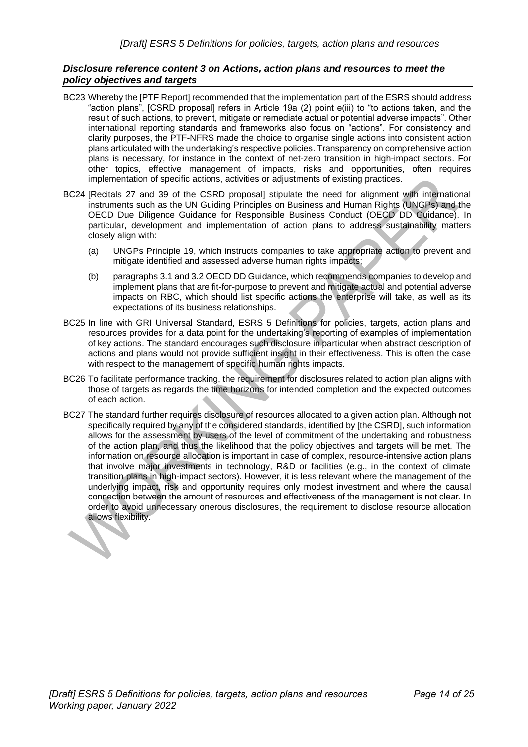### *Disclosure reference content 3 on Actions, action plans and resources to meet the policy objectives and targets*

BC23 Whereby the [PTF Report] recommended that the implementation part of the ESRS should address "action plans", [CSRD proposal] refers in Article 19a (2) point e(iii) to "to actions taken, and the result of such actions, to prevent, mitigate or remediate actual or potential adverse impacts". Other international reporting standards and frameworks also focus on "actions". For consistency and clarity purposes, the PTF-NFRS made the choice to organise single actions into consistent action plans articulated with the undertaking's respective policies. Transparency on comprehensive action plans is necessary, for instance in the context of net-zero transition in high-impact sectors. For other topics, effective management of impacts, risks and opportunities, often requires implementation of specific actions, activities or adjustments of existing practices.

BC24 [Recitals 27 and 39 of the CSRD proposal] stipulate the need for alignment with international instruments such as the UN Guiding Principles on Business and Human Rights (UNGPs) and the OECD Due Diligence Guidance for Responsible Business Conduct (OECD DD Guidance). In particular, development and implementation of action plans to address sustainability matters closely align with:

(a) UNGPs Principle 19, which instructs companies to take appropriate action to prevent and mitigate identified and assessed adverse human rights impacts;

(b) paragraphs 3.1 and 3.2 OECD DD Guidance, which recommends companies to develop and implement plans that are fit-for-purpose to prevent and mitigate actual and potential adverse impacts on RBC, which should list specific actions the enterprise will take, as well as its expectations of its business relationships.

BC25 In line with GRI Universal Standard, ESRS 5 Definitions for policies, targets, action plans and resources provides for a data point for the undertaking's reporting of examples of implementation of key actions. The standard encourages such disclosure in particular when abstract description of actions and plans would not provide sufficient insight in their effectiveness. This is often the case with respect to the management of specific human rights impacts.

BC26 To facilitate performance tracking, the requirement for disclosures related to action plan aligns with those of targets as regards the time horizons for intended completion and the expected outcomes of each action.

BC27 The standard further requires disclosure of resources allocated to a given action plan. Although not specifically required by any of the considered standards, identified by [the CSRD], such information allows for the assessment by users of the level of commitment of the undertaking and robustness of the action plan, and thus the likelihood that the policy objectives and targets will be met. The information on resource allocation is important in case of complex, resource-intensive action plans that involve major investments in technology, R&D or facilities (e.g., in the context of climate transition plans in high-impact sectors). However, it is less relevant where the management of the underlying impact, risk and opportunity requires only modest investment and where the causal connection between the amount of resources and effectiveness of the management is not clear. In order to avoid unnecessary onerous disclosures, the requirement to disclose resource allocation allows flexibility.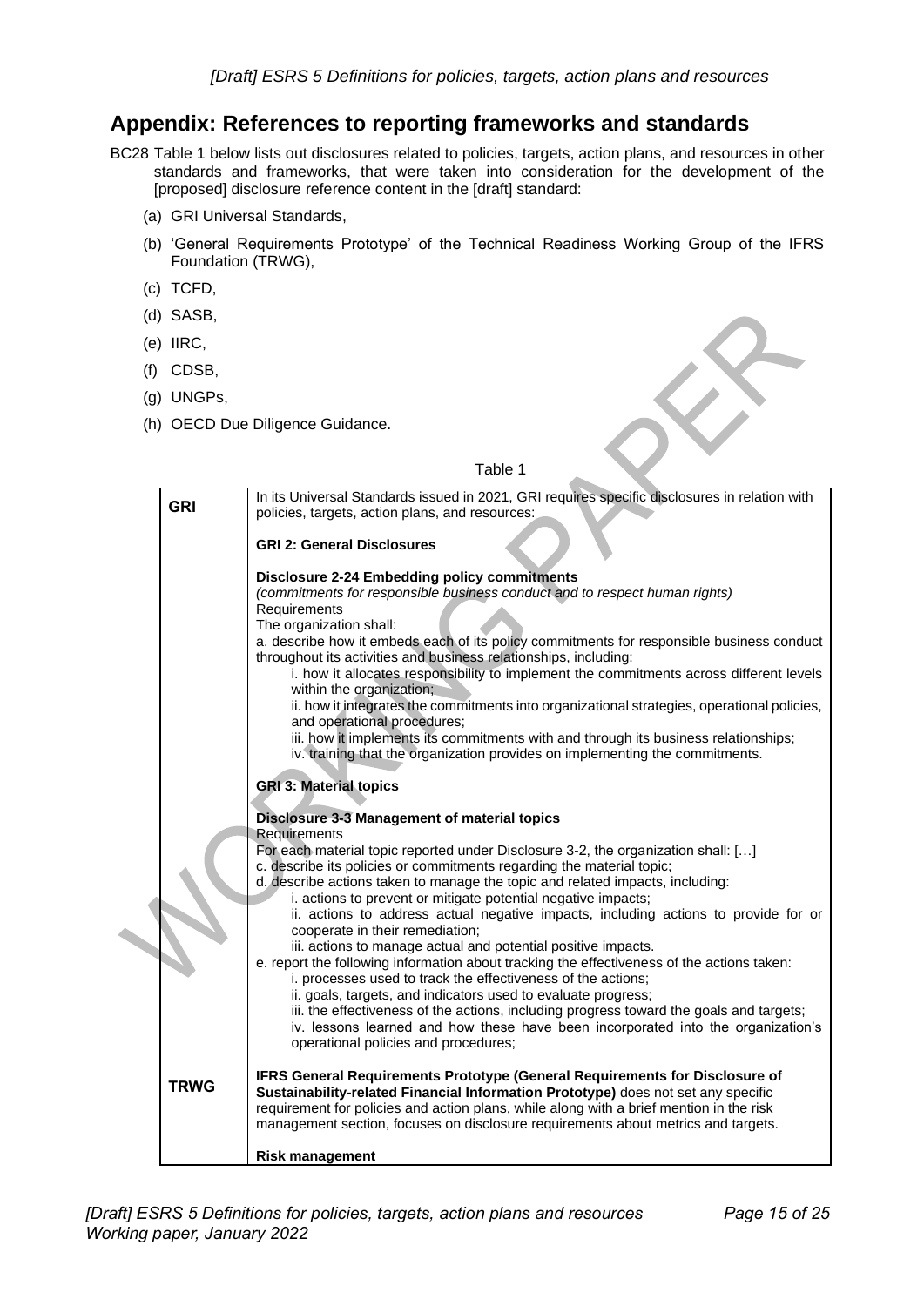## Appendix: References to reporting frameworks and standards

BC28 Table 1 below lists out disclosures related to policies, targets, action plans, and resources in other standards and frameworks, that were taken into consideration for the development of the [proposed] disclosure reference content in the [draft] standard:

(a) GRI Universal Standards,

(b) 'General Requirements Prototype' of the Technical Readiness Working Group of the IFRS Foundation (TRWG),

(c) TCFD,

(d) SASB,

(e) IIRC,

(f) CDSB,

(g) UNGPs,

(h) OECD Due Diligence Guidance.

Table 1

| | |
|---|---|
| **GRI** | In its Universal Standards issued in 2021, GRI requires specific disclosures in relation with policies, targets, action plans, and resources:<br><br>**GRI 2: General Disclosures**<br><br>**Disclosure 2-24 Embedding policy commitments**<br>*(commitments for responsible business conduct and to respect human rights)*<br>Requirements<br>The organization shall:<br>a. describe how it embeds each of its policy commitments for responsible business conduct throughout its activities and business relationships, including:<br>i. how it allocates responsibility to implement the commitments across different levels within the organization;<br>ii. how it integrates the commitments into organizational strategies, operational policies, and operational procedures;<br>iii. how it implements its commitments with and through its business relationships;<br>iv. training that the organization provides on implementing the commitments.<br><br>**GRI 3: Material topics**<br><br>**Disclosure 3-3 Management of material topics**<br>Requirements<br>For each material topic reported under Disclosure 3-2, the organization shall: […]<br>c. describe its policies or commitments regarding the material topic;<br>d. describe actions taken to manage the topic and related impacts, including:<br>i. actions to prevent or mitigate potential negative impacts;<br>ii. actions to address actual negative impacts, including actions to provide for or cooperate in their remediation;<br>iii. actions to manage actual and potential positive impacts.<br>e. report the following information about tracking the effectiveness of the actions taken:<br>i. processes used to track the effectiveness of the actions;<br>ii. goals, targets, and indicators used to evaluate progress;<br>iii. the effectiveness of the actions, including progress toward the goals and targets;<br>iv. lessons learned and how these have been incorporated into the organization's operational policies and procedures; |
| **TRWG** | **IFRS General Requirements Prototype (General Requirements for Disclosure of Sustainability-related Financial Information Prototype)** does not set any specific requirement for policies and action plans, while along with a brief mention in the risk management section, focuses on disclosure requirements about metrics and targets.<br><br>**Risk management** |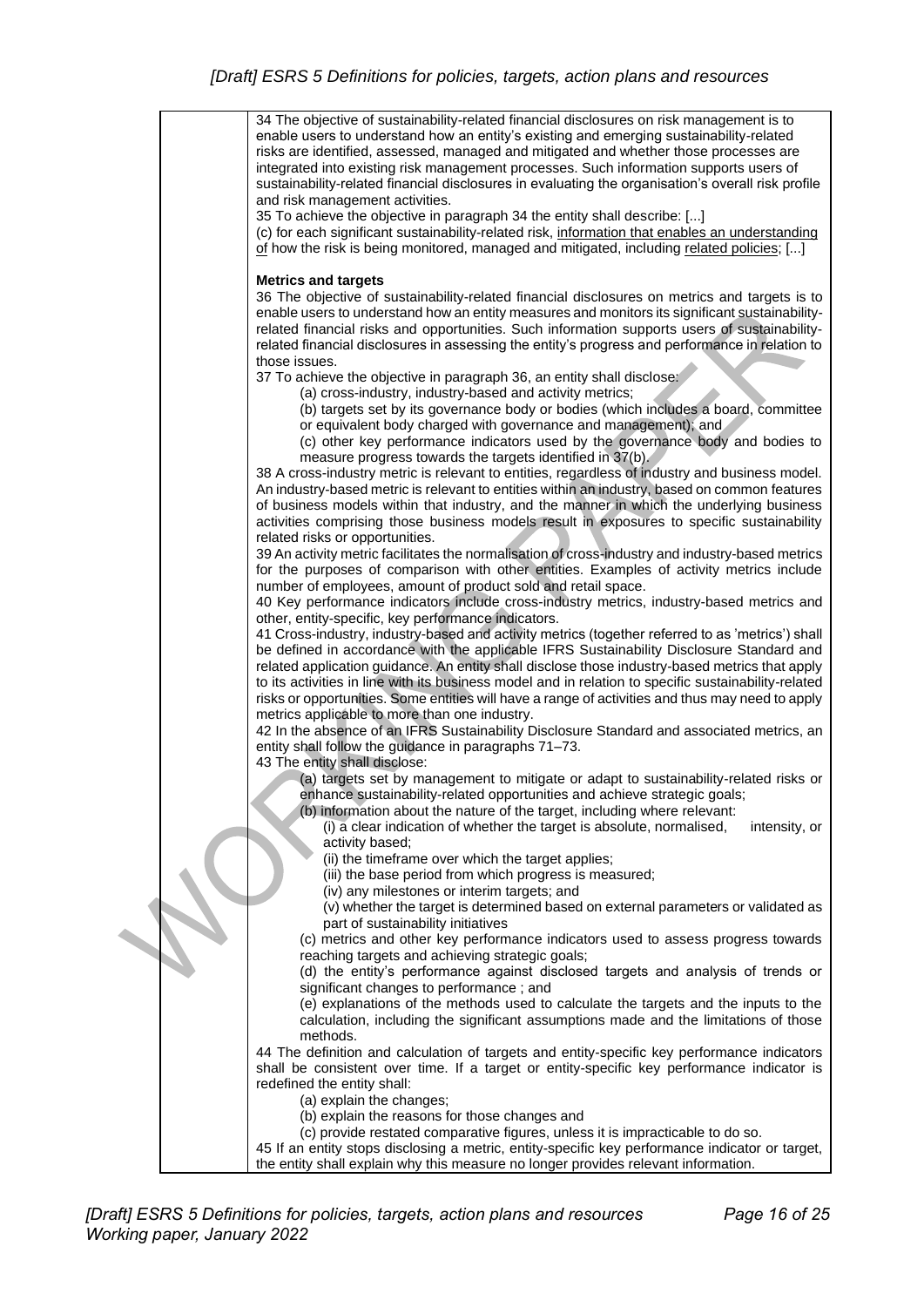34 The objective of sustainability-related financial disclosures on risk management is to enable users to understand how an entity's existing and emerging sustainability-related risks are identified, assessed, managed and mitigated and whether those processes are integrated into existing risk management processes. Such information supports users of sustainability-related financial disclosures in evaluating the organisation's overall risk profile and risk management activities.

35 To achieve the objective in paragraph 34 the entity shall describe: [...]

(c) for each significant sustainability-related risk, information that enables an understanding of how the risk is being monitored, managed and mitigated, including related policies; [...]

**Metrics and targets**

36 The objective of sustainability-related financial disclosures on metrics and targets is to enable users to understand how an entity measures and monitors its significant sustainability-related financial risks and opportunities. Such information supports users of sustainability-related financial disclosures in assessing the entity's progress and performance in relation to those issues.

37 To achieve the objective in paragraph 36, an entity shall disclose:

(a) cross-industry, industry-based and activity metrics;

(b) targets set by its governance body or bodies (which includes a board, committee or equivalent body charged with governance and management); and

(c) other key performance indicators used by the governance body and bodies to measure progress towards the targets identified in 37(b).

38 A cross-industry metric is relevant to entities, regardless of industry and business model. An industry-based metric is relevant to entities within an industry, based on common features of business models within that industry, and the manner in which the underlying business activities comprising those business models result in exposures to specific sustainability related risks or opportunities.

39 An activity metric facilitates the normalisation of cross-industry and industry-based metrics for the purposes of comparison with other entities. Examples of activity metrics include number of employees, amount of product sold and retail space.

40 Key performance indicators include cross-industry metrics, industry-based metrics and other, entity-specific, key performance indicators.

41 Cross-industry, industry-based and activity metrics (together referred to as 'metrics') shall be defined in accordance with the applicable IFRS Sustainability Disclosure Standard and related application guidance. An entity shall disclose those industry-based metrics that apply to its activities in line with its business model and in relation to specific sustainability-related risks or opportunities. Some entities will have a range of activities and thus may need to apply metrics applicable to more than one industry.

42 In the absence of an IFRS Sustainability Disclosure Standard and associated metrics, an entity shall follow the guidance in paragraphs 71–73.

43 The entity shall disclose:

(a) targets set by management to mitigate or adapt to sustainability-related risks or enhance sustainability-related opportunities and achieve strategic goals;

(b) information about the nature of the target, including where relevant:

(i) a clear indication of whether the target is absolute, normalised, intensity, or activity based;

(ii) the timeframe over which the target applies;

(iii) the base period from which progress is measured;

(iv) any milestones or interim targets; and

(v) whether the target is determined based on external parameters or validated as part of sustainability initiatives

(c) metrics and other key performance indicators used to assess progress towards reaching targets and achieving strategic goals;

(d) the entity's performance against disclosed targets and analysis of trends or significant changes to performance ; and

(e) explanations of the methods used to calculate the targets and the inputs to the calculation, including the significant assumptions made and the limitations of those methods.

44 The definition and calculation of targets and entity-specific key performance indicators shall be consistent over time. If a target or entity-specific key performance indicator is redefined the entity shall:

(a) explain the changes;

(b) explain the reasons for those changes and

(c) provide restated comparative figures, unless it is impracticable to do so.

45 If an entity stops disclosing a metric, entity-specific key performance indicator or target, the entity shall explain why this measure no longer provides relevant information.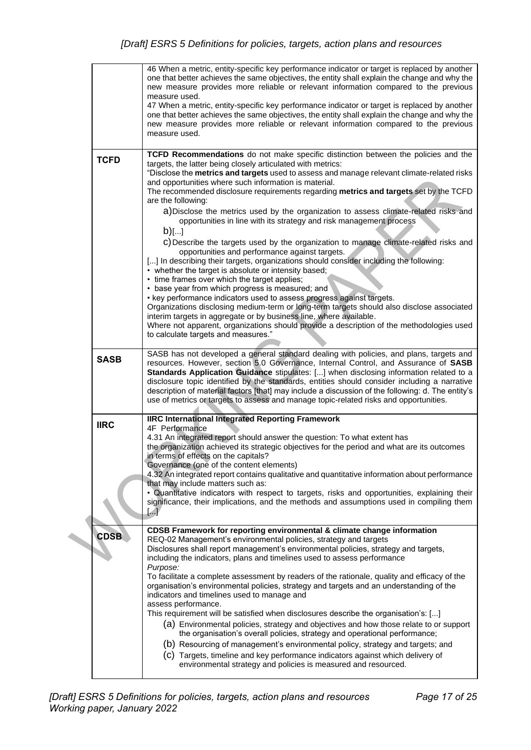| | |
|---|---|
| | 46 When a metric, entity-specific key performance indicator or target is replaced by another one that better achieves the same objectives, the entity shall explain the change and why the new measure provides more reliable or relevant information compared to the previous measure used.<br>47 When a metric, entity-specific key performance indicator or target is replaced by another one that better achieves the same objectives, the entity shall explain the change and why the new measure provides more reliable or relevant information compared to the previous measure used. |
| **TCFD** | **TCFD Recommendations** do not make specific distinction between the policies and the targets, the latter being closely articulated with metrics:<br>"Disclose the **metrics and targets** used to assess and manage relevant climate-related risks and opportunities where such information is material.<br>The recommended disclosure requirements regarding **metrics and targets** set by the TCFD are the following:<br>a) Disclose the metrics used by the organization to assess climate-related risks and opportunities in line with its strategy and risk management process<br>b) [...]<br>c) Describe the targets used by the organization to manage climate-related risks and opportunities and performance against targets.<br>[...] In describing their targets, organizations should consider including the following:<br>• whether the target is absolute or intensity based;<br>• time frames over which the target applies;<br>• base year from which progress is measured; and<br>• key performance indicators used to assess progress against targets.<br>Organizations disclosing medium-term or long-term targets should also disclose associated interim targets in aggregate or by business line, where available.<br>Where not apparent, organizations should provide a description of the methodologies used to calculate targets and measures." |
| **SASB** | SASB has not developed a general standard dealing with policies, and plans, targets and resources. However, section 5.0 Governance, Internal Control, and Assurance of **SASB Standards Application Guidance** stipulates: [...] when disclosing information related to a disclosure topic identified by the standards, entities should consider including a narrative description of material factors [that] may include a discussion of the following: d. The entity's use of metrics or targets to assess and manage topic-related risks and opportunities. |
| **IIRC** | **IIRC International Integrated Reporting Framework**<br>4F Performance<br>4.31 An integrated report should answer the question: To what extent has the organization achieved its strategic objectives for the period and what are its outcomes in terms of effects on the capitals?<br>Governance (one of the content elements)<br>4.32 An integrated report contains qualitative and quantitative information about performance that may include matters such as:<br>• Quantitative indicators with respect to targets, risks and opportunities, explaining their significance, their implications, and the methods and assumptions used in compiling them [...] |
| **CDSB** | **CDSB Framework for reporting environmental & climate change information**<br>REQ-02 Management's environmental policies, strategy and targets<br>Disclosures shall report management's environmental policies, strategy and targets, including the indicators, plans and timelines used to assess performance<br>*Purpose:*<br>To facilitate a complete assessment by readers of the rationale, quality and efficacy of the organisation's environmental policies, strategy and targets and an understanding of the indicators and timelines used to manage and assess performance.<br>This requirement will be satisfied when disclosures describe the organisation's: [...]<br>(a) Environmental policies, strategy and objectives and how those relate to or support the organisation's overall policies, strategy and operational performance;<br>(b) Resourcing of management's environmental policy, strategy and targets; and<br>(c) Targets, timeline and key performance indicators against which delivery of environmental strategy and policies is measured and resourced. |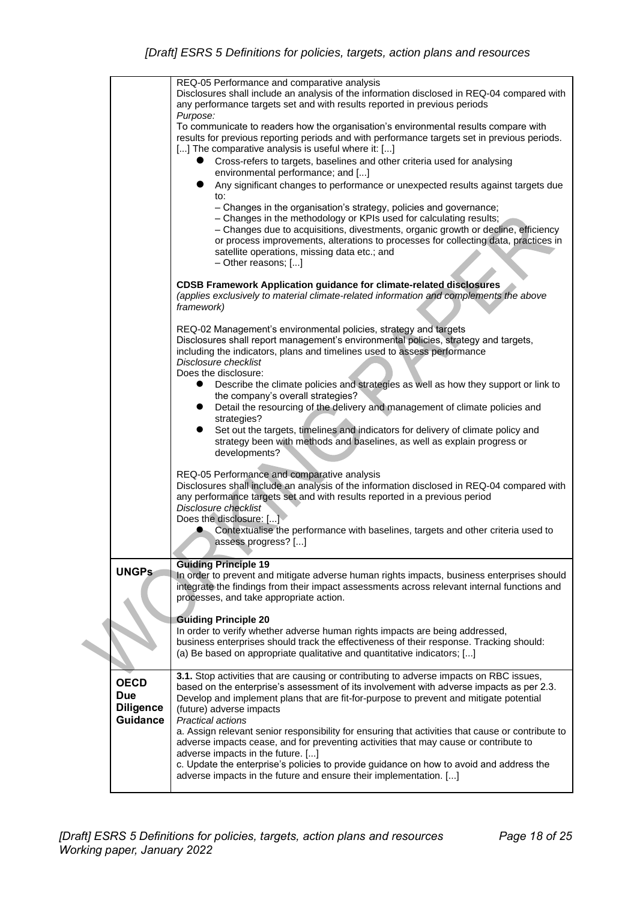| | |
|---|---|
| | REQ-05 Performance and comparative analysis<br>Disclosures shall include an analysis of the information disclosed in REQ-04 compared with any performance targets set and with results reported in previous periods<br>*Purpose:*<br>To communicate to readers how the organisation's environmental results compare with results for previous reporting periods and with performance targets set in previous periods. [...] The comparative analysis is useful where it: [...]<br>• Cross-refers to targets, baselines and other criteria used for analysing environmental performance; and [...]<br>• Any significant changes to performance or unexpected results against targets due to:<br>– Changes in the organisation's strategy, policies and governance;<br>– Changes in the methodology or KPIs used for calculating results;<br>– Changes due to acquisitions, divestments, organic growth or decline, efficiency or process improvements, alterations to processes for collecting data, practices in satellite operations, missing data etc.; and<br>– Other reasons; [...]<br><br>**CDSB Framework Application guidance for climate-related disclosures**<br>*(applies exclusively to material climate-related information and complements the above framework)*<br><br>REQ-02 Management's environmental policies, strategy and targets<br>Disclosures shall report management's environmental policies, strategy and targets, including the indicators, plans and timelines used to assess performance<br>*Disclosure checklist*<br>Does the disclosure:<br>• Describe the climate policies and strategies as well as how they support or link to the company's overall strategies?<br>• Detail the resourcing of the delivery and management of climate policies and strategies?<br>• Set out the targets, timelines and indicators for delivery of climate policy and strategy been with methods and baselines, as well as explain progress or developments?<br><br>REQ-05 Performance and comparative analysis<br>Disclosures shall include an analysis of the information disclosed in REQ-04 compared with any performance targets set and with results reported in a previous period<br>*Disclosure checklist*<br>Does the disclosure: [...]<br>• Contextualise the performance with baselines, targets and other criteria used to assess progress? [...] |
| **UNGPs** | **Guiding Principle 19**<br>In order to prevent and mitigate adverse human rights impacts, business enterprises should integrate the findings from their impact assessments across relevant internal functions and processes, and take appropriate action.<br><br>**Guiding Principle 20**<br>In order to verify whether adverse human rights impacts are being addressed, business enterprises should track the effectiveness of their response. Tracking should:<br>(a) Be based on appropriate qualitative and quantitative indicators; [...] |
| **OECD Due Diligence Guidance** | **3.1.** Stop activities that are causing or contributing to adverse impacts on RBC issues, based on the enterprise's assessment of its involvement with adverse impacts as per 2.3. Develop and implement plans that are fit-for-purpose to prevent and mitigate potential (future) adverse impacts<br>*Practical actions*<br>a. Assign relevant senior responsibility for ensuring that activities that cause or contribute to adverse impacts cease, and for preventing activities that may cause or contribute to adverse impacts in the future. [...]<br>c. Update the enterprise's policies to provide guidance on how to avoid and address the adverse impacts in the future and ensure their implementation. [...] |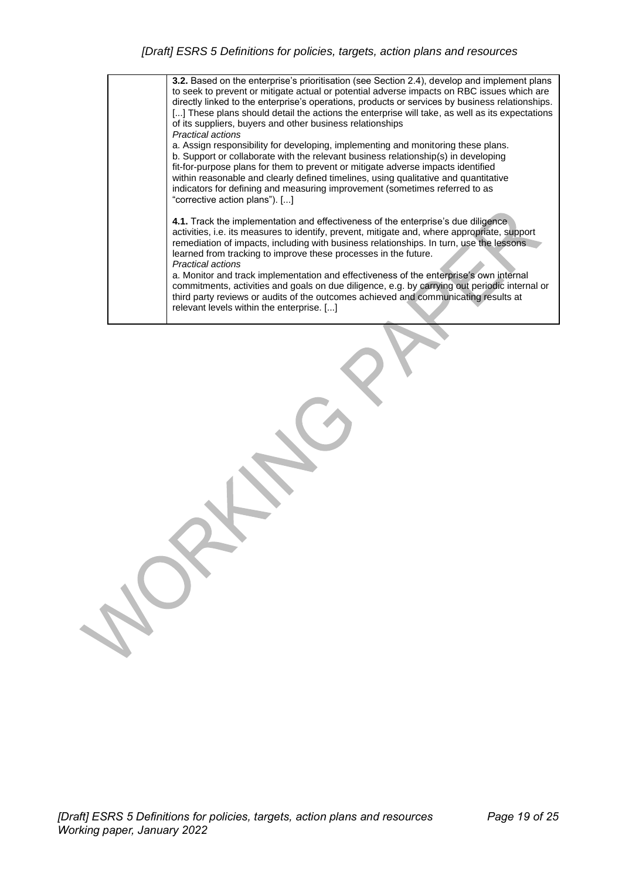| | **3.2.** Based on the enterprise's prioritisation (see Section 2.4), develop and implement plans to seek to prevent or mitigate actual or potential adverse impacts on RBC issues which are directly linked to the enterprise's operations, products or services by business relationships. [...] These plans should detail the actions the enterprise will take, as well as its expectations of its suppliers, buyers and other business relationships<br>*Practical actions*<br>a. Assign responsibility for developing, implementing and monitoring these plans.<br>b. Support or collaborate with the relevant business relationship(s) in developing fit-for-purpose plans for them to prevent or mitigate adverse impacts identified within reasonable and clearly defined timelines, using qualitative and quantitative indicators for defining and measuring improvement (sometimes referred to as "corrective action plans"). [...]<br><br>**4.1.** Track the implementation and effectiveness of the enterprise's due diligence activities, i.e. its measures to identify, prevent, mitigate and, where appropriate, support remediation of impacts, including with business relationships. In turn, use the lessons learned from tracking to improve these processes in the future.<br>*Practical actions*<br>a. Monitor and track implementation and effectiveness of the enterprise's own internal commitments, activities and goals on due diligence, e.g. by carrying out periodic internal or third party reviews or audits of the outcomes achieved and communicating results at relevant levels within the enterprise. [...] |
|---|---|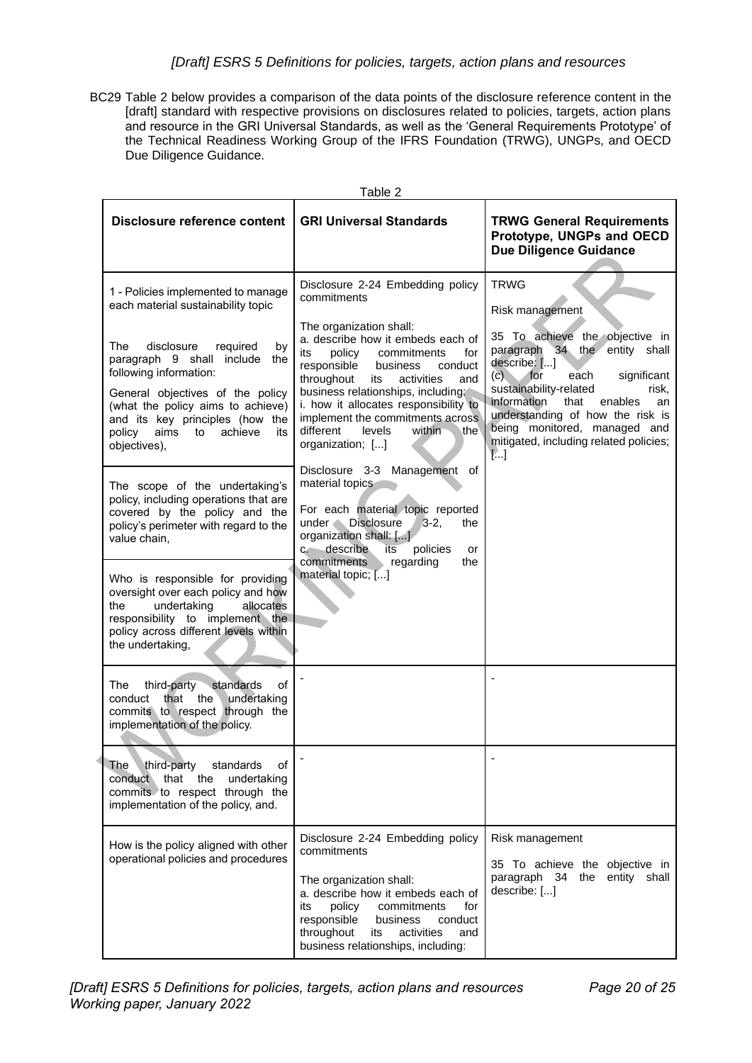BC29 Table 2 below provides a comparison of the data points of the disclosure reference content in the [draft] standard with respective provisions on disclosures related to policies, targets, action plans and resource in the GRI Universal Standards, as well as the 'General Requirements Prototype' of the Technical Readiness Working Group of the IFRS Foundation (TRWG), UNGPs, and OECD Due Diligence Guidance.

Table 2

| Disclosure reference content | GRI Universal Standards | TRWG General Requirements Prototype, UNGPs and OECD Due Diligence Guidance |
|---|---|---|
| 1 - Policies implemented to manage each material sustainability topic<br><br>The disclosure required by paragraph 9 shall include the following information:<br><br>General objectives of the policy (what the policy aims to achieve) and its key principles (how the policy aims to achieve its objectives), | Disclosure 2-24 Embedding policy commitments<br><br>The organization shall:<br>a. describe how it embeds each of its policy commitments for responsible business conduct throughout its activities and business relationships, including:<br>i. how it allocates responsibility to implement the commitments across different levels within the organization; [...]<br><br>Disclosure 3-3 Management of material topics<br><br>For each material topic reported under Disclosure 3-2, the organization shall: [...]<br>c. describe its policies or commitments regarding the material topic; [...] | TRWG<br><br>Risk management<br><br>35 To achieve the objective in paragraph 34 the entity shall describe: [...]<br>(c) for each significant sustainability-related risk, information that enables an understanding of how the risk is being monitored, managed and mitigated, including related policies; [...] |
| The scope of the undertaking's policy, including operations that are covered by the policy and the policy's perimeter with regard to the value chain, | | |
| Who is responsible for providing oversight over each policy and how the undertaking allocates responsibility to implement the policy across different levels within the undertaking, | | |
| The third-party standards of conduct that the undertaking commits to respect through the implementation of the policy. | - | - |
| The third-party standards of conduct that the undertaking commits to respect through the implementation of the policy, and. | - | - |
| How is the policy aligned with other operational policies and procedures | Disclosure 2-24 Embedding policy commitments<br><br>The organization shall:<br>a. describe how it embeds each of its policy commitments for responsible business conduct throughout its activities and business relationships, including: | Risk management<br><br>35 To achieve the objective in paragraph 34 the entity shall describe: [...] |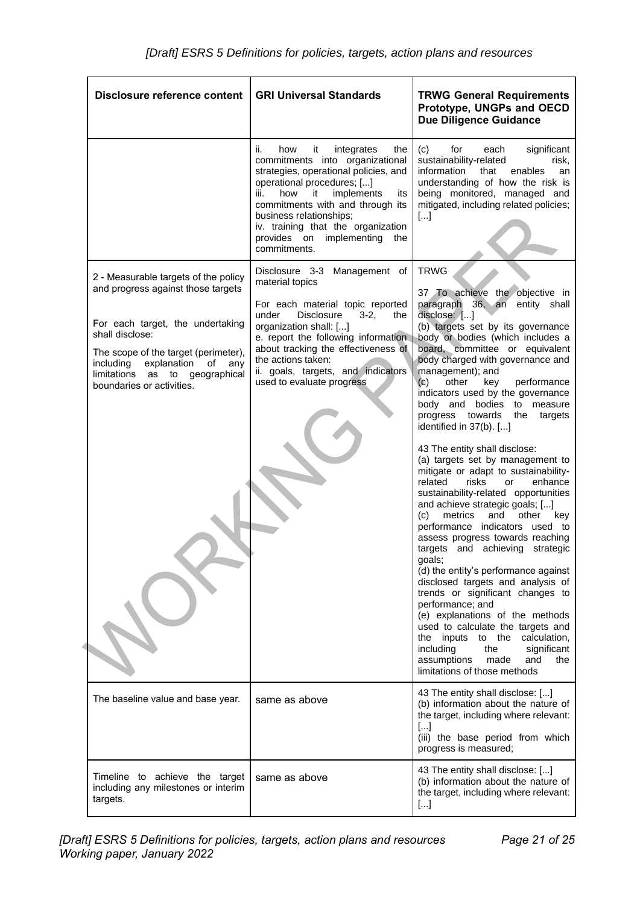| Disclosure reference content | GRI Universal Standards | TRWG General Requirements Prototype, UNGPs and OECD Due Diligence Guidance |
|---|---|---|
| | ii. how it integrates the commitments into organizational strategies, operational policies, and operational procedures; [...]<br>iii. how it implements its commitments with and through its business relationships;<br>iv. training that the organization provides on implementing the commitments. | (c) for each significant sustainability-related risk, information that enables an understanding of how the risk is being monitored, managed and mitigated, including related policies; [...] |
| 2 - Measurable targets of the policy and progress against those targets<br><br>For each target, the undertaking shall disclose:<br><br>The scope of the target (perimeter), including explanation of any limitations as to geographical boundaries or activities. | Disclosure 3-3 Management of material topics<br><br>For each material topic reported under Disclosure 3-2, the organization shall: [...]<br>e. report the following information about tracking the effectiveness of the actions taken:<br>ii. goals, targets, and indicators used to evaluate progress | TRWG<br><br>37 To achieve the objective in paragraph 36, an entity shall disclose: [...]<br>(b) targets set by its governance body or bodies (which includes a board, committee or equivalent body charged with governance and management); and<br>(c) other key performance indicators used by the governance body and bodies to measure progress towards the targets identified in 37(b). [...]<br><br>43 The entity shall disclose:<br>(a) targets set by management to mitigate or adapt to sustainability-related risks or enhance sustainability-related opportunities and achieve strategic goals; [...]<br>(c) metrics and other key performance indicators used to assess progress towards reaching targets and achieving strategic goals;<br>(d) the entity's performance against disclosed targets and analysis of trends or significant changes to performance; and<br>(e) explanations of the methods used to calculate the targets and the inputs to the calculation, including the significant assumptions made and the limitations of those methods |
| The baseline value and base year. | same as above | 43 The entity shall disclose: [...]<br>(b) information about the nature of the target, including where relevant: [...]<br>(iii) the base period from which progress is measured; |
| Timeline to achieve the target including any milestones or interim targets. | same as above | 43 The entity shall disclose: [...]<br>(b) information about the nature of the target, including where relevant: [...] |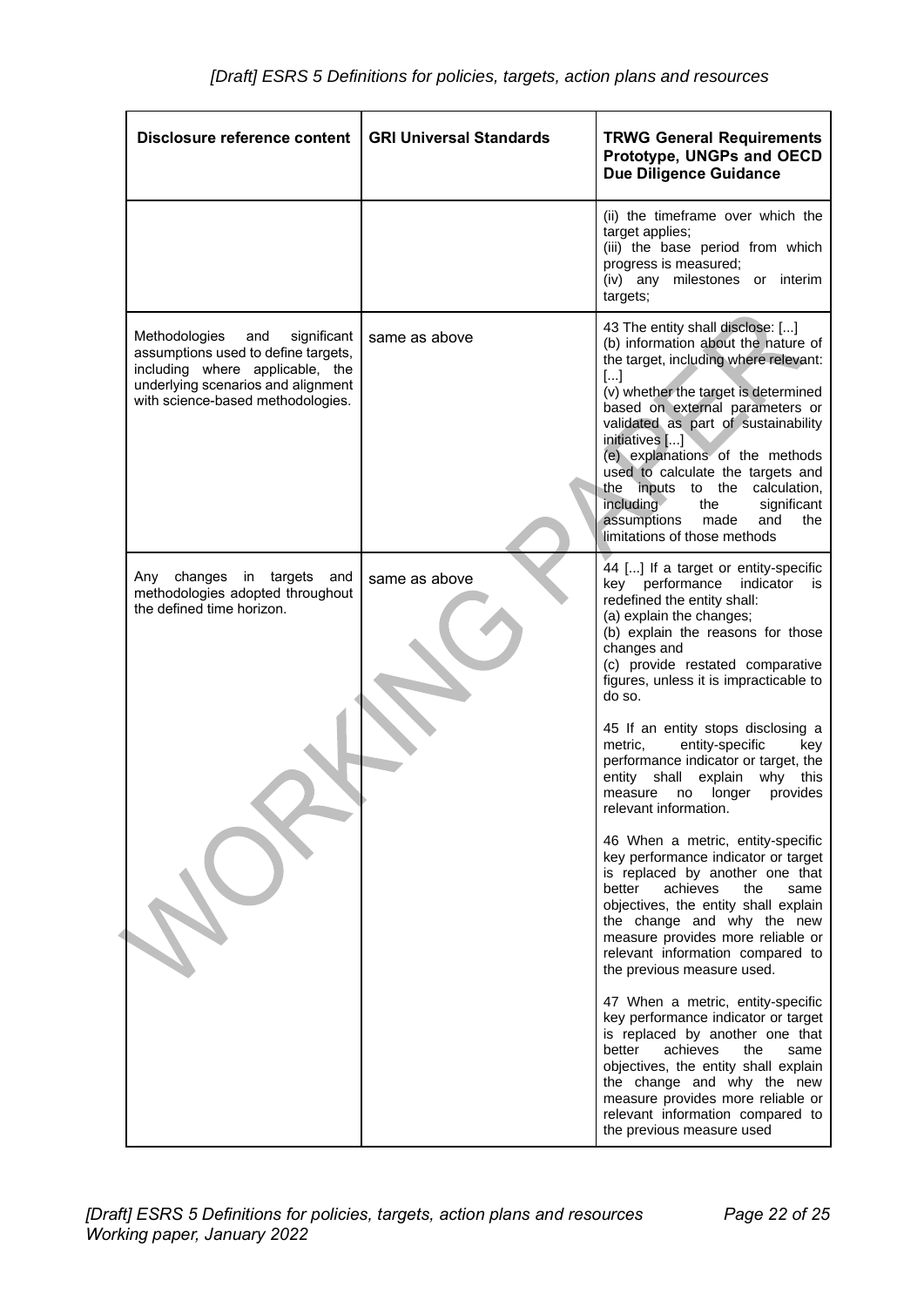| Disclosure reference content | GRI Universal Standards | TRWG General Requirements Prototype, UNGPs and OECD Due Diligence Guidance |
|---|---|---|
| | | (ii) the timeframe over which the target applies;<br>(iii) the base period from which progress is measured;<br>(iv) any milestones or interim targets; |
| Methodologies and significant assumptions used to define targets, including where applicable, the underlying scenarios and alignment with science-based methodologies. | same as above | 43 The entity shall disclose: [...]<br>(b) information about the nature of the target, including where relevant:<br>[...]<br>(v) whether the target is determined based on external parameters or validated as part of sustainability initiatives [...]<br>(e) explanations of the methods used to calculate the targets and the inputs to the calculation, including the significant assumptions made and the limitations of those methods |
| Any changes in targets and methodologies adopted throughout the defined time horizon. | same as above | 44 [...] If a target or entity-specific key performance indicator is redefined the entity shall:<br>(a) explain the changes;<br>(b) explain the reasons for those changes and<br>(c) provide restated comparative figures, unless it is impracticable to do so.<br><br>45 If an entity stops disclosing a metric, entity-specific key performance indicator or target, the entity shall explain why this measure no longer provides relevant information.<br><br>46 When a metric, entity-specific key performance indicator or target is replaced by another one that better achieves the same objectives, the entity shall explain the change and why the new measure provides more reliable or relevant information compared to the previous measure used.<br><br>47 When a metric, entity-specific key performance indicator or target is replaced by another one that better achieves the same objectives, the entity shall explain the change and why the new measure provides more reliable or relevant information compared to the previous measure used |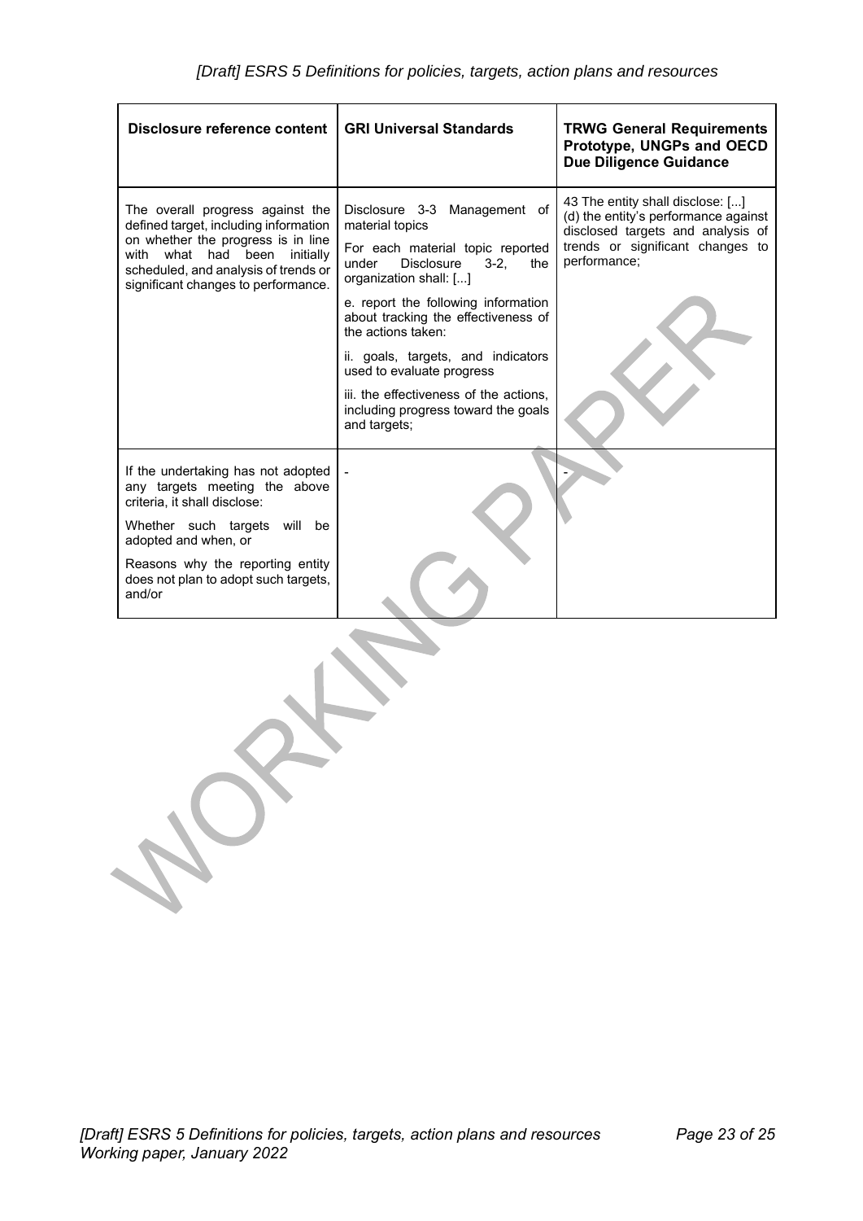| Disclosure reference content | GRI Universal Standards | TRWG General Requirements Prototype, UNGPs and OECD Due Diligence Guidance |
|---|---|---|
| The overall progress against the defined target, including information on whether the progress is in line with what had been initially scheduled, and analysis of trends or significant changes to performance. | Disclosure 3-3 Management of material topics<br><br>For each material topic reported under Disclosure 3-2, the organization shall: [...]<br><br>e. report the following information about tracking the effectiveness of the actions taken:<br><br>ii. goals, targets, and indicators used to evaluate progress<br><br>iii. the effectiveness of the actions, including progress toward the goals and targets; | 43 The entity shall disclose: [...]<br>(d) the entity's performance against disclosed targets and analysis of trends or significant changes to performance; |
| If the undertaking has not adopted any targets meeting the above criteria, it shall disclose:<br><br>Whether such targets will be adopted and when, or<br><br>Reasons why the reporting entity does not plan to adopt such targets, and/or | - | - |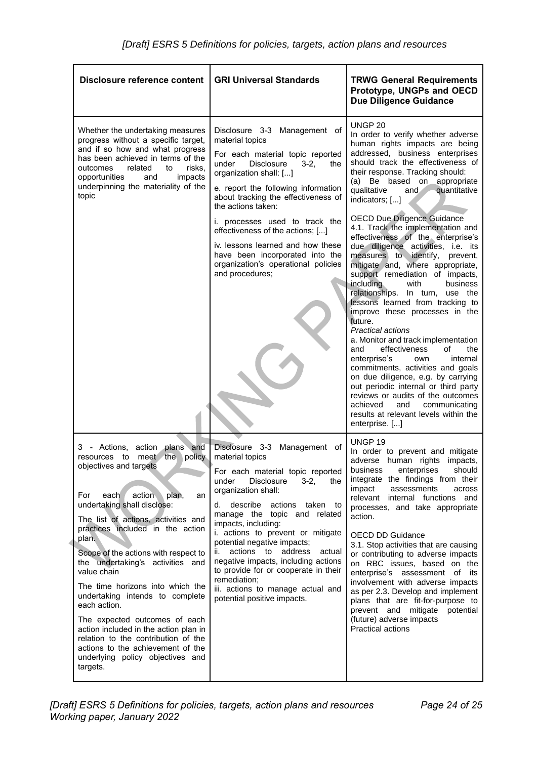| Disclosure reference content | GRI Universal Standards | TRWG General Requirements Prototype, UNGPs and OECD Due Diligence Guidance |
|---|---|---|
| Whether the undertaking measures progress without a specific target, and if so how and what progress has been achieved in terms of the outcomes related to risks, opportunities and impacts underpinning the materiality of the topic | Disclosure 3-3 Management of material topics<br><br>For each material topic reported under Disclosure 3-2, the organization shall: [...]<br><br>e. report the following information about tracking the effectiveness of the actions taken:<br><br>i. processes used to track the effectiveness of the actions; [...]<br><br>iv. lessons learned and how these have been incorporated into the organization's operational policies and procedures; | UNGP 20<br>In order to verify whether adverse human rights impacts are being addressed, business enterprises should track the effectiveness of their response. Tracking should:<br>(a) Be based on appropriate qualitative and quantitative indicators; [...]<br><br>OECD Due Diligence Guidance<br>4.1. Track the implementation and effectiveness of the enterprise's due diligence activities, i.e. its measures to identify, prevent, mitigate and, where appropriate, support remediation of impacts, including with business relationships. In turn, use the lessons learned from tracking to improve these processes in the future.<br>*Practical actions*<br>a. Monitor and track implementation and effectiveness of the enterprise's own internal commitments, activities and goals on due diligence, e.g. by carrying out periodic internal or third party reviews or audits of the outcomes achieved and communicating results at relevant levels within the enterprise. [...] |
| 3 - Actions, action plans and resources to meet the policy objectives and targets<br><br>For each action plan, an undertaking shall disclose:<br><br>The list of actions, activities and practices included in the action plan.<br><br>Scope of the actions with respect to the undertaking's activities and value chain<br><br>The time horizons into which the undertaking intends to complete each action.<br><br>The expected outcomes of each action included in the action plan in relation to the contribution of the actions to the achievement of the underlying policy objectives and targets. | Disclosure 3-3 Management of material topics<br><br>For each material topic reported under Disclosure 3-2, the organization shall:<br><br>d. describe actions taken to manage the topic and related impacts, including:<br>i. actions to prevent or mitigate potential negative impacts;<br>ii. actions to address actual negative impacts, including actions to provide for or cooperate in their remediation;<br>iii. actions to manage actual and potential positive impacts. | UNGP 19<br>In order to prevent and mitigate adverse human rights impacts, business enterprises should integrate the findings from their impact assessments across relevant internal functions and processes, and take appropriate action.<br><br>OECD DD Guidance<br>3.1. Stop activities that are causing or contributing to adverse impacts on RBC issues, based on the enterprise's assessment of its involvement with adverse impacts as per 2.3. Develop and implement plans that are fit-for-purpose to prevent and mitigate potential (future) adverse impacts<br>Practical actions |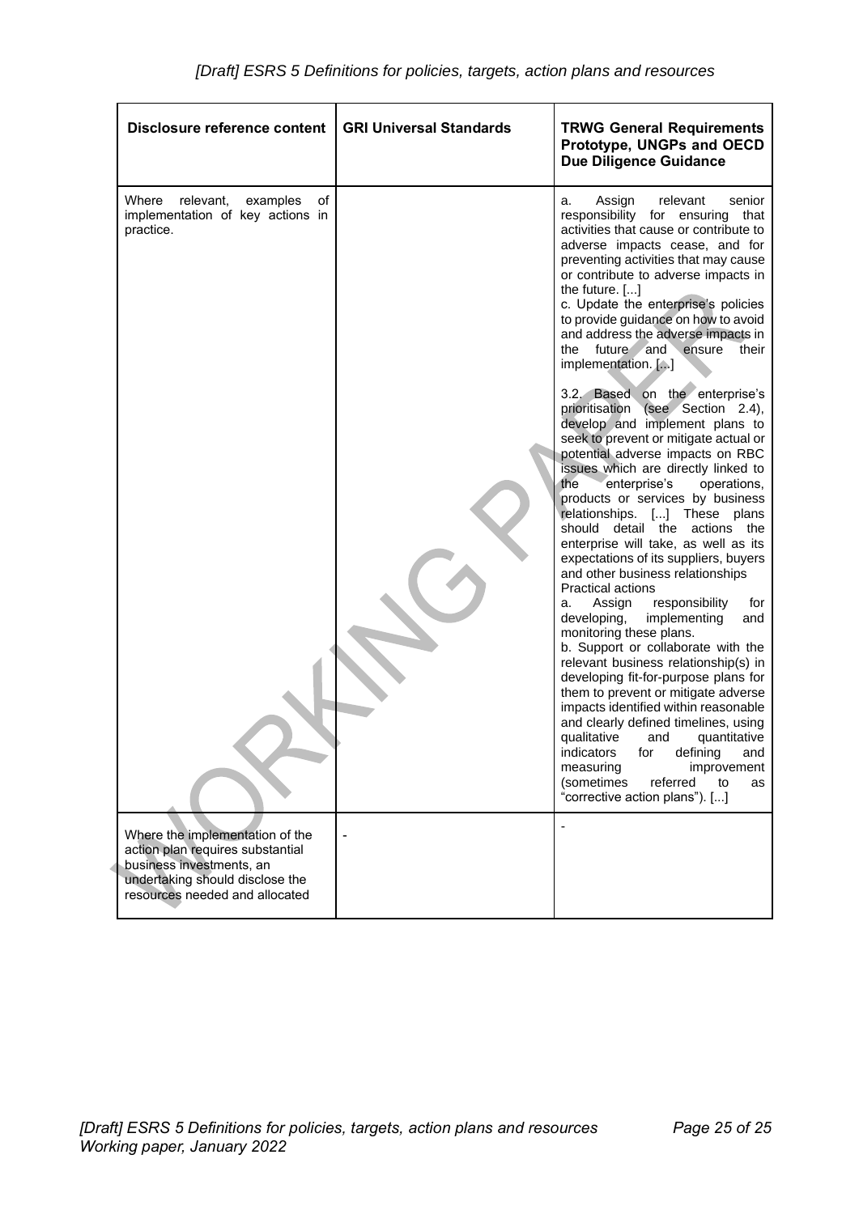| Disclosure reference content | GRI Universal Standards | TRWG General Requirements Prototype, UNGPs and OECD Due Diligence Guidance |
|---|---|---|
| Where relevant, examples of implementation of key actions in practice. | | a. Assign relevant senior responsibility for ensuring that activities that cause or contribute to adverse impacts cease, and for preventing activities that may cause or contribute to adverse impacts in the future. [...]<br>c. Update the enterprise's policies to provide guidance on how to avoid and address the adverse impacts in the future and ensure their implementation. [...]<br><br>3.2. Based on the enterprise's prioritisation (see Section 2.4), develop and implement plans to seek to prevent or mitigate actual or potential adverse impacts on RBC issues which are directly linked to the enterprise's operations, products or services by business relationships. [...] These plans should detail the actions the enterprise will take, as well as its expectations of its suppliers, buyers and other business relationships<br>Practical actions<br>a. Assign responsibility for developing, implementing and monitoring these plans.<br>b. Support or collaborate with the relevant business relationship(s) in developing fit-for-purpose plans for them to prevent or mitigate adverse impacts identified within reasonable and clearly defined timelines, using qualitative and quantitative indicators for defining and measuring improvement (sometimes referred to as "corrective action plans"). [...] |
| Where the implementation of the action plan requires substantial business investments, an undertaking should disclose the resources needed and allocated | - | - |